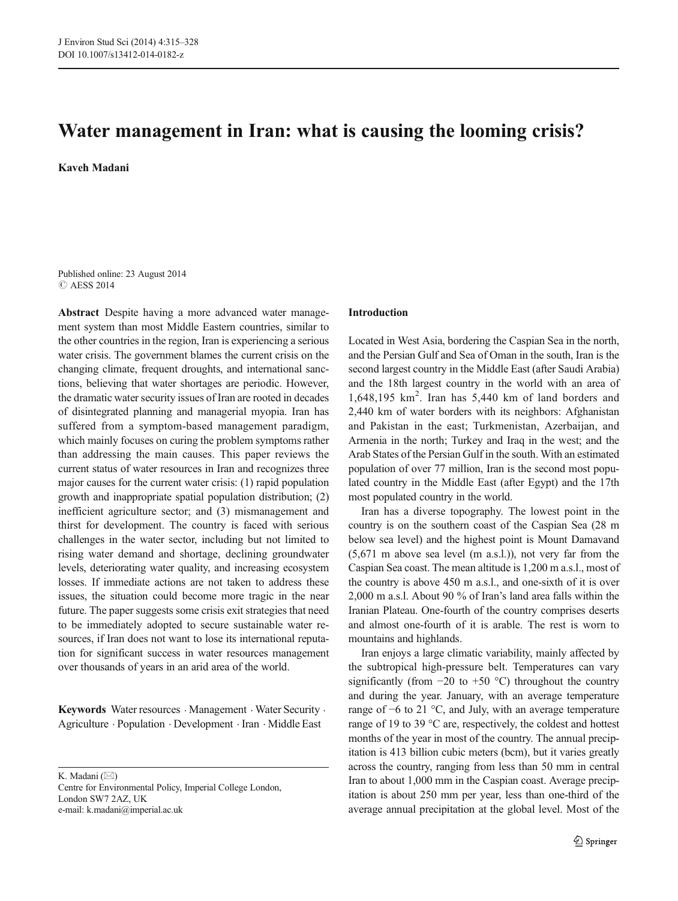# Water management in Iran: what is causing the looming crisis?

**Kaveh Madani**

Published online: 23 August 2014
© AESS 2014

**Abstract** Despite having a more advanced water management system than most Middle Eastern countries, similar to the other countries in the region, Iran is experiencing a serious water crisis. The government blames the current crisis on the changing climate, frequent droughts, and international sanctions, believing that water shortages are periodic. However, the dramatic water security issues of Iran are rooted in decades of disintegrated planning and managerial myopia. Iran has suffered from a symptom-based management paradigm, which mainly focuses on curing the problem symptoms rather than addressing the main causes. This paper reviews the current status of water resources in Iran and recognizes three major causes for the current water crisis: (1) rapid population growth and inappropriate spatial population distribution; (2) inefficient agriculture sector; and (3) mismanagement and thirst for development. The country is faced with serious challenges in the water sector, including but not limited to rising water demand and shortage, declining groundwater levels, deteriorating water quality, and increasing ecosystem losses. If immediate actions are not taken to address these issues, the situation could become more tragic in the near future. The paper suggests some crisis exit strategies that need to be immediately adopted to secure sustainable water resources, if Iran does not want to lose its international reputation for significant success in water resources management over thousands of years in an arid area of the world.

**Keywords** Water resources · Management · Water Security · Agriculture · Population · Development · Iran · Middle East

K. Madani (✉)
Centre for Environmental Policy, Imperial College London, London SW7 2AZ, UK
e-mail: k.madani@imperial.ac.uk

## Introduction

Located in West Asia, bordering the Caspian Sea in the north, and the Persian Gulf and Sea of Oman in the south, Iran is the second largest country in the Middle East (after Saudi Arabia) and the 18th largest country in the world with an area of 1,648,195 km$^2$. Iran has 5,440 km of land borders and 2,440 km of water borders with its neighbors: Afghanistan and Pakistan in the east; Turkmenistan, Azerbaijan, and Armenia in the north; Turkey and Iraq in the west; and the Arab States of the Persian Gulf in the south. With an estimated population of over 77 million, Iran is the second most populated country in the Middle East (after Egypt) and the 17th most populated country in the world.

Iran has a diverse topography. The lowest point in the country is on the southern coast of the Caspian Sea (28 m below sea level) and the highest point is Mount Damavand (5,671 m above sea level (m a.s.l.)), not very far from the Caspian Sea coast. The mean altitude is 1,200 m a.s.l., most of the country is above 450 m a.s.l., and one-sixth of it is over 2,000 m a.s.l. About 90 % of Iran's land area falls within the Iranian Plateau. One-fourth of the country comprises deserts and almost one-fourth of it is arable. The rest is worn to mountains and highlands.

Iran enjoys a large climatic variability, mainly affected by the subtropical high-pressure belt. Temperatures can vary significantly (from −20 to +50 °C) throughout the country and during the year. January, with an average temperature range of −6 to 21 °C, and July, with an average temperature range of 19 to 39 °C are, respectively, the coldest and hottest months of the year in most of the country. The annual precipitation is 413 billion cubic meters (bcm), but it varies greatly across the country, ranging from less than 50 mm in central Iran to about 1,000 mm in the Caspian coast. Average precipitation is about 250 mm per year, less than one-third of the average annual precipitation at the global level. Most of the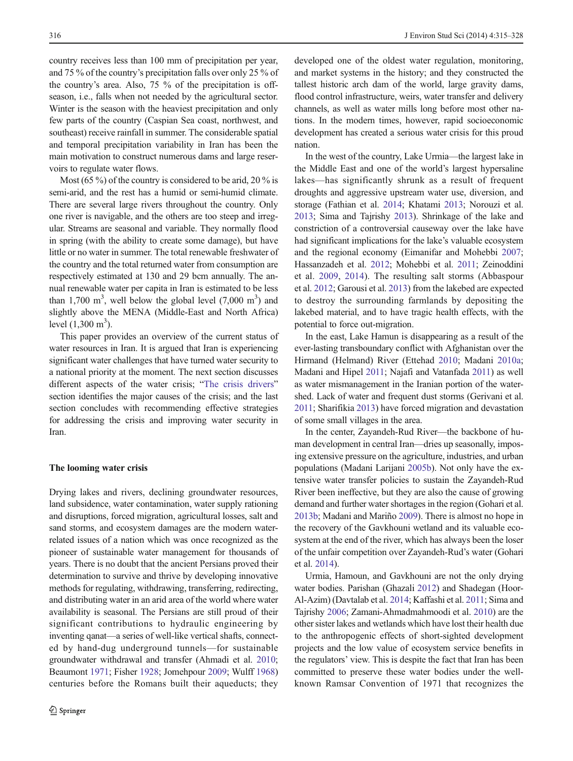country receives less than 100 mm of precipitation per year, and 75 % of the country's precipitation falls over only 25 % of the country's area. Also, 75 % of the precipitation is off-season, i.e., falls when not needed by the agricultural sector. Winter is the season with the heaviest precipitation and only few parts of the country (Caspian Sea coast, northwest, and southeast) receive rainfall in summer. The considerable spatial and temporal precipitation variability in Iran has been the main motivation to construct numerous dams and large reservoirs to regulate water flows.

Most (65 %) of the country is considered to be arid, 20 % is semi-arid, and the rest has a humid or semi-humid climate. There are several large rivers throughout the country. Only one river is navigable, and the others are too steep and irregular. Streams are seasonal and variable. They normally flood in spring (with the ability to create some damage), but have little or no water in summer. The total renewable freshwater of the country and the total returned water from consumption are respectively estimated at 130 and 29 bcm annually. The annual renewable water per capita in Iran is estimated to be less than 1,700 $m^3$, well below the global level (7,000 $m^3$) and slightly above the MENA (Middle-East and North Africa) level (1,300 $m^3$).

This paper provides an overview of the current status of water resources in Iran. It is argued that Iran is experiencing significant water challenges that have turned water security to a national priority at the moment. The next section discusses different aspects of the water crisis; "The crisis drivers" section identifies the major causes of the crisis; and the last section concludes with recommending effective strategies for addressing the crisis and improving water security in Iran.

## The looming water crisis

Drying lakes and rivers, declining groundwater resources, land subsidence, water contamination, water supply rationing and disruptions, forced migration, agricultural losses, salt and sand storms, and ecosystem damages are the modern water-related issues of a nation which was once recognized as the pioneer of sustainable water management for thousands of years. There is no doubt that the ancient Persians proved their determination to survive and thrive by developing innovative methods for regulating, withdrawing, transferring, redirecting, and distributing water in an arid area of the world where water availability is seasonal. The Persians are still proud of their significant contributions to hydraulic engineering by inventing qanat—a series of well-like vertical shafts, connected by hand-dug underground tunnels—for sustainable groundwater withdrawal and transfer (Ahmadi et al. 2010; Beaumont 1971; Fisher 1928; Jomehpour 2009; Wulff 1968) centuries before the Romans built their aqueducts; they developed one of the oldest water regulation, monitoring, and market systems in the history; and they constructed the tallest historic arch dam of the world, large gravity dams, flood control infrastructure, weirs, water transfer and delivery channels, as well as water mills long before most other nations. In the modern times, however, rapid socioeconomic development has created a serious water crisis for this proud nation.

In the west of the country, Lake Urmia—the largest lake in the Middle East and one of the world's largest hypersaline lakes—has significantly shrunk as a result of frequent droughts and aggressive upstream water use, diversion, and storage (Fathian et al. 2014; Khatami 2013; Norouzi et al. 2013; Sima and Tajrishy 2013). Shrinkage of the lake and constriction of a controversial causeway over the lake have had significant implications for the lake's valuable ecosystem and the regional economy (Eimanifar and Mohebbi 2007; Hassanzadeh et al. 2012; Mohebbi et al. 2011; Zeinoddini et al. 2009, 2014). The resulting salt storms (Abbaspour et al. 2012; Garousi et al. 2013) from the lakebed are expected to destroy the surrounding farmlands by depositing the lakebed material, and to have tragic health effects, with the potential to force out-migration.

In the east, Lake Hamun is disappearing as a result of the ever-lasting transboundary conflict with Afghanistan over the Hirmand (Helmand) River (Ettehad 2010; Madani 2010a; Madani and Hipel 2011; Najafi and Vatanfada 2011) as well as water mismanagement in the Iranian portion of the watershed. Lack of water and frequent dust storms (Gerivani et al. 2011; Sharifikia 2013) have forced migration and devastation of some small villages in the area.

In the center, Zayandeh-Rud River—the backbone of human development in central Iran—dries up seasonally, imposing extensive pressure on the agriculture, industries, and urban populations (Madani Larijani 2005b). Not only have the extensive water transfer policies to sustain the Zayandeh-Rud River been ineffective, but they are also the cause of growing demand and further water shortages in the region (Gohari et al. 2013b; Madani and Mariño 2009). There is almost no hope in the recovery of the Gavkhouni wetland and its valuable ecosystem at the end of the river, which has always been the loser of the unfair competition over Zayandeh-Rud's water (Gohari et al. 2014).

Urmia, Hamoun, and Gavkhouni are not the only drying water bodies. Parishan (Ghazali 2012) and Shadegan (Hoor-Al-Azim) (Davtalab et al. 2014; Kaffashi et al. 2011; Sima and Tajrishy 2006; Zamani-Ahmadmahmoodi et al. 2010) are the other sister lakes and wetlands which have lost their health due to the anthropogenic effects of short-sighted development projects and the low value of ecosystem service benefits in the regulators' view. This is despite the fact that Iran has been committed to preserve these water bodies under the well-known Ramsar Convention of 1971 that recognizes the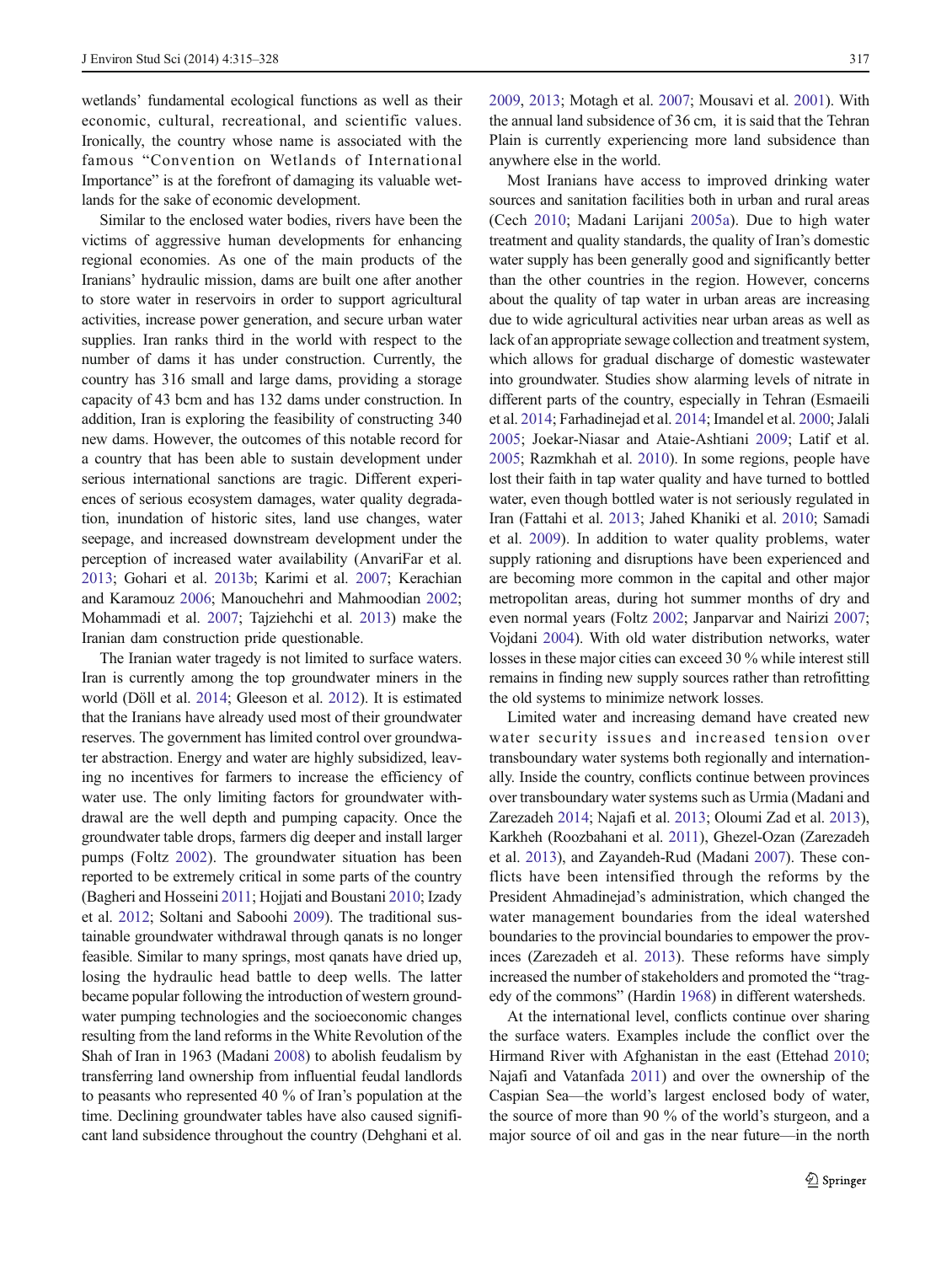wetlands' fundamental ecological functions as well as their economic, cultural, recreational, and scientific values. Ironically, the country whose name is associated with the famous "Convention on Wetlands of International Importance" is at the forefront of damaging its valuable wetlands for the sake of economic development.

Similar to the enclosed water bodies, rivers have been the victims of aggressive human developments for enhancing regional economies. As one of the main products of the Iranians' hydraulic mission, dams are built one after another to store water in reservoirs in order to support agricultural activities, increase power generation, and secure urban water supplies. Iran ranks third in the world with respect to the number of dams it has under construction. Currently, the country has 316 small and large dams, providing a storage capacity of 43 bcm and has 132 dams under construction. In addition, Iran is exploring the feasibility of constructing 340 new dams. However, the outcomes of this notable record for a country that has been able to sustain development under serious international sanctions are tragic. Different experiences of serious ecosystem damages, water quality degradation, inundation of historic sites, land use changes, water seepage, and increased downstream development under the perception of increased water availability (AnvariFar et al. 2013; Gohari et al. 2013b; Karimi et al. 2007; Kerachian and Karamouz 2006; Manouchehri and Mahmoodian 2002; Mohammadi et al. 2007; Tajziehchi et al. 2013) make the Iranian dam construction pride questionable.

The Iranian water tragedy is not limited to surface waters. Iran is currently among the top groundwater miners in the world (Döll et al. 2014; Gleeson et al. 2012). It is estimated that the Iranians have already used most of their groundwater reserves. The government has limited control over groundwater abstraction. Energy and water are highly subsidized, leaving no incentives for farmers to increase the efficiency of water use. The only limiting factors for groundwater withdrawal are the well depth and pumping capacity. Once the groundwater table drops, farmers dig deeper and install larger pumps (Foltz 2002). The groundwater situation has been reported to be extremely critical in some parts of the country (Bagheri and Hosseini 2011; Hojjati and Boustani 2010; Izady et al. 2012; Soltani and Saboohi 2009). The traditional sustainable groundwater withdrawal through qanats is no longer feasible. Similar to many springs, most qanats have dried up, losing the hydraulic head battle to deep wells. The latter became popular following the introduction of western groundwater pumping technologies and the socioeconomic changes resulting from the land reforms in the White Revolution of the Shah of Iran in 1963 (Madani 2008) to abolish feudalism by transferring land ownership from influential feudal landlords to peasants who represented 40 % of Iran's population at the time. Declining groundwater tables have also caused significant land subsidence throughout the country (Dehghani et al. 2009, 2013; Motagh et al. 2007; Mousavi et al. 2001). With the annual land subsidence of 36 cm, it is said that the Tehran Plain is currently experiencing more land subsidence than anywhere else in the world.

Most Iranians have access to improved drinking water sources and sanitation facilities both in urban and rural areas (Cech 2010; Madani Larijani 2005a). Due to high water treatment and quality standards, the quality of Iran's domestic water supply has been generally good and significantly better than the other countries in the region. However, concerns about the quality of tap water in urban areas are increasing due to wide agricultural activities near urban areas as well as lack of an appropriate sewage collection and treatment system, which allows for gradual discharge of domestic wastewater into groundwater. Studies show alarming levels of nitrate in different parts of the country, especially in Tehran (Esmaeili et al. 2014; Farhadinejad et al. 2014; Imandel et al. 2000; Jalali 2005; Joekar-Niasar and Ataie-Ashtiani 2009; Latif et al. 2005; Razmkhah et al. 2010). In some regions, people have lost their faith in tap water quality and have turned to bottled water, even though bottled water is not seriously regulated in Iran (Fattahi et al. 2013; Jahed Khaniki et al. 2010; Samadi et al. 2009). In addition to water quality problems, water supply rationing and disruptions have been experienced and are becoming more common in the capital and other major metropolitan areas, during hot summer months of dry and even normal years (Foltz 2002; Janparvar and Nairizi 2007; Vojdani 2004). With old water distribution networks, water losses in these major cities can exceed 30 % while interest still remains in finding new supply sources rather than retrofitting the old systems to minimize network losses.

Limited water and increasing demand have created new water security issues and increased tension over transboundary water systems both regionally and internationally. Inside the country, conflicts continue between provinces over transboundary water systems such as Urmia (Madani and Zarezadeh 2014; Najafi et al. 2013; Oloumi Zad et al. 2013), Karkheh (Roozbahani et al. 2011), Ghezel-Ozan (Zarezadeh et al. 2013), and Zayandeh-Rud (Madani 2007). These conflicts have been intensified through the reforms by the President Ahmadinejad's administration, which changed the water management boundaries from the ideal watershed boundaries to the provincial boundaries to empower the provinces (Zarezadeh et al. 2013). These reforms have simply increased the number of stakeholders and promoted the "tragedy of the commons" (Hardin 1968) in different watersheds.

At the international level, conflicts continue over sharing the surface waters. Examples include the conflict over the Hirmand River with Afghanistan in the east (Ettehad 2010; Najafi and Vatanfada 2011) and over the ownership of the Caspian Sea—the world's largest enclosed body of water, the source of more than 90 % of the world's sturgeon, and a major source of oil and gas in the near future—in the north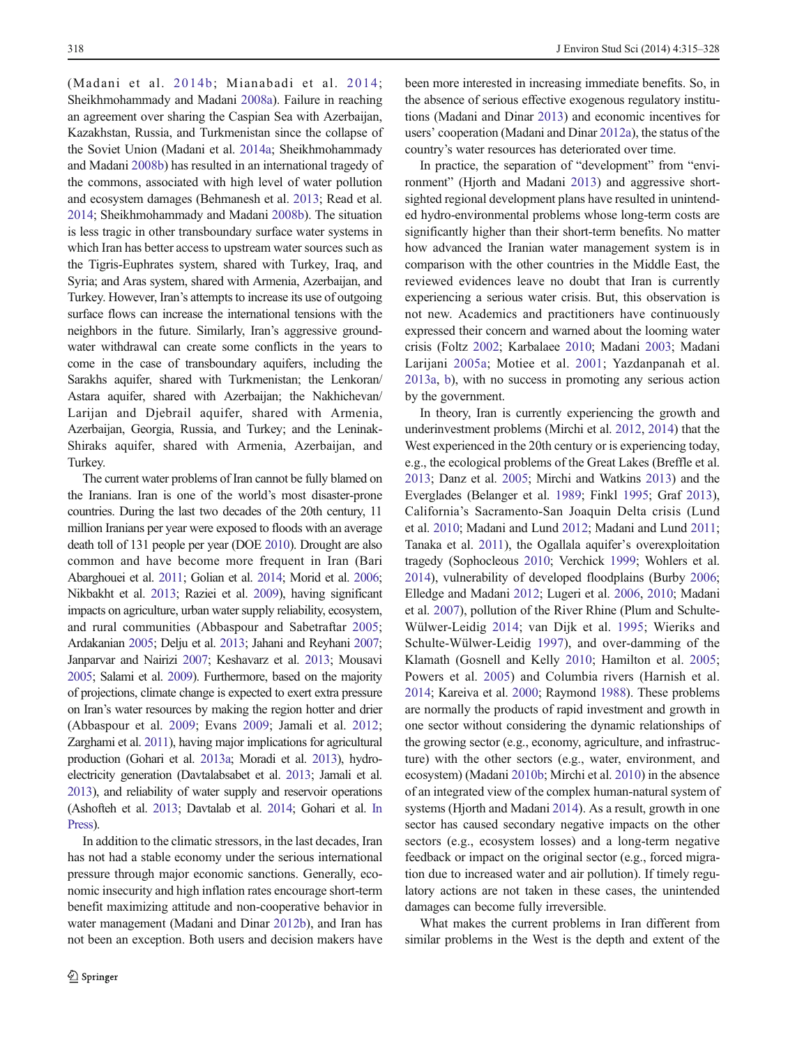(Madani et al. 2014b; Mianabadi et al. 2014; Sheikhmohammady and Madani 2008a). Failure in reaching an agreement over sharing the Caspian Sea with Azerbaijan, Kazakhstan, Russia, and Turkmenistan since the collapse of the Soviet Union (Madani et al. 2014a; Sheikhmohammady and Madani 2008b) has resulted in an international tragedy of the commons, associated with high level of water pollution and ecosystem damages (Behmanesh et al. 2013; Read et al. 2014; Sheikhmohammady and Madani 2008b). The situation is less tragic in other transboundary surface water systems in which Iran has better access to upstream water sources such as the Tigris-Euphrates system, shared with Turkey, Iraq, and Syria; and Aras system, shared with Armenia, Azerbaijan, and Turkey. However, Iran's attempts to increase its use of outgoing surface flows can increase the international tensions with the neighbors in the future. Similarly, Iran's aggressive groundwater withdrawal can create some conflicts in the years to come in the case of transboundary aquifers, including the Sarakhs aquifer, shared with Turkmenistan; the Lenkoran/Astara aquifer, shared with Azerbaijan; the Nakhichevan/Larijan and Djebrail aquifer, shared with Armenia, Azerbaijan, Georgia, Russia, and Turkey; and the Leninak-Shiraks aquifer, shared with Armenia, Azerbaijan, and Turkey.

The current water problems of Iran cannot be fully blamed on the Iranians. Iran is one of the world's most disaster-prone countries. During the last two decades of the 20th century, 11 million Iranians per year were exposed to floods with an average death toll of 131 people per year (DOE 2010). Drought are also common and have become more frequent in Iran (Bari Abarghouei et al. 2011; Golian et al. 2014; Morid et al. 2006; Nikbakht et al. 2013; Raziei et al. 2009), having significant impacts on agriculture, urban water supply reliability, ecosystem, and rural communities (Abbaspour and Sabetraftar 2005; Ardakanian 2005; Delju et al. 2013; Jahani and Reyhani 2007; Janparvar and Nairizi 2007; Keshavarz et al. 2013; Mousavi 2005; Salami et al. 2009). Furthermore, based on the majority of projections, climate change is expected to exert extra pressure on Iran's water resources by making the region hotter and drier (Abbaspour et al. 2009; Evans 2009; Jamali et al. 2012; Zarghami et al. 2011), having major implications for agricultural production (Gohari et al. 2013a; Moradi et al. 2013), hydroelectricity generation (Davtalabsabet et al. 2013; Jamali et al. 2013), and reliability of water supply and reservoir operations (Ashofteh et al. 2013; Davtalab et al. 2014; Gohari et al. In Press).

In addition to the climatic stressors, in the last decades, Iran has not had a stable economy under the serious international pressure through major economic sanctions. Generally, economic insecurity and high inflation rates encourage short-term benefit maximizing attitude and non-cooperative behavior in water management (Madani and Dinar 2012b), and Iran has not been an exception. Both users and decision makers have been more interested in increasing immediate benefits. So, in the absence of serious effective exogenous regulatory institutions (Madani and Dinar 2013) and economic incentives for users' cooperation (Madani and Dinar 2012a), the status of the country's water resources has deteriorated over time.

In practice, the separation of "development" from "environment" (Hjorth and Madani 2013) and aggressive short-sighted regional development plans have resulted in unintended hydro-environmental problems whose long-term costs are significantly higher than their short-term benefits. No matter how advanced the Iranian water management system is in comparison with the other countries in the Middle East, the reviewed evidences leave no doubt that Iran is currently experiencing a serious water crisis. But, this observation is not new. Academics and practitioners have continuously expressed their concern and warned about the looming water crisis (Foltz 2002; Karbalaee 2010; Madani 2003; Madani Larijani 2005a; Motiee et al. 2001; Yazdanpanah et al. 2013a, b), with no success in promoting any serious action by the government.

In theory, Iran is currently experiencing the growth and underinvestment problems (Mirchi et al. 2012, 2014) that the West experienced in the 20th century or is experiencing today, e.g., the ecological problems of the Great Lakes (Breffle et al. 2013; Danz et al. 2005; Mirchi and Watkins 2013) and the Everglades (Belanger et al. 1989; Finkl 1995; Graf 2013), California's Sacramento-San Joaquin Delta crisis (Lund et al. 2010; Madani and Lund 2012; Madani and Lund 2011; Tanaka et al. 2011), the Ogallala aquifer's overexploitation tragedy (Sophocleous 2010; Verchick 1999; Wohlers et al. 2014), vulnerability of developed floodplains (Burby 2006; Elledge and Madani 2012; Lugeri et al. 2006, 2010; Madani et al. 2007), pollution of the River Rhine (Plum and Schulte-Wülwer-Leidig 2014; van Dijk et al. 1995; Wieriks and Schulte-Wülwer-Leidig 1997), and over-damming of the Klamath (Gosnell and Kelly 2010; Hamilton et al. 2005; Powers et al. 2005) and Columbia rivers (Harnish et al. 2014; Kareiva et al. 2000; Raymond 1988). These problems are normally the products of rapid investment and growth in one sector without considering the dynamic relationships of the growing sector (e.g., economy, agriculture, and infrastructure) with the other sectors (e.g., water, environment, and ecosystem) (Madani 2010b; Mirchi et al. 2010) in the absence of an integrated view of the complex human-natural system of systems (Hjorth and Madani 2014). As a result, growth in one sector has caused secondary negative impacts on the other sectors (e.g., ecosystem losses) and a long-term negative feedback or impact on the original sector (e.g., forced migration due to increased water and air pollution). If timely regulatory actions are not taken in these cases, the unintended damages can become fully irreversible.

What makes the current problems in Iran different from similar problems in the West is the depth and extent of the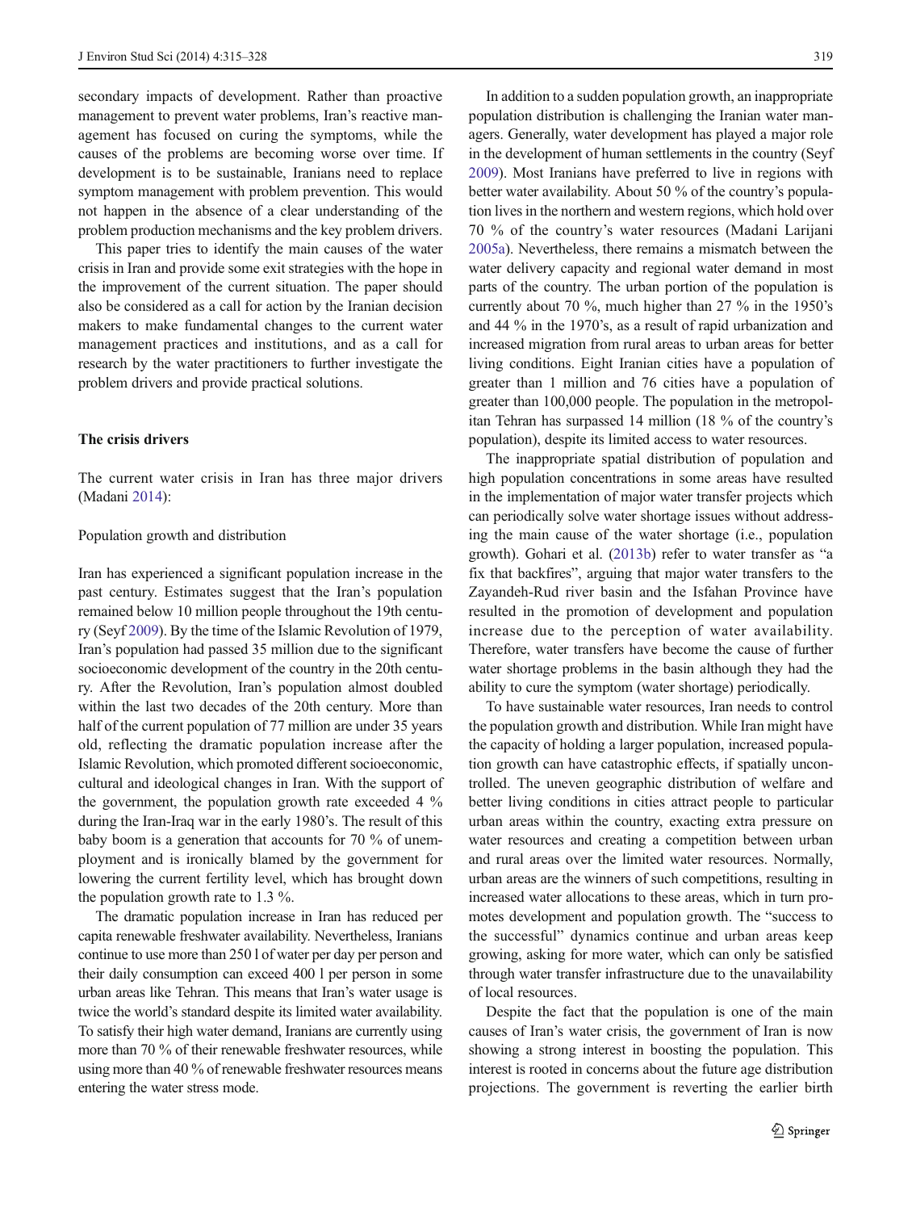secondary impacts of development. Rather than proactive management to prevent water problems, Iran's reactive management has focused on curing the symptoms, while the causes of the problems are becoming worse over time. If development is to be sustainable, Iranians need to replace symptom management with problem prevention. This would not happen in the absence of a clear understanding of the problem production mechanisms and the key problem drivers.

This paper tries to identify the main causes of the water crisis in Iran and provide some exit strategies with the hope in the improvement of the current situation. The paper should also be considered as a call for action by the Iranian decision makers to make fundamental changes to the current water management practices and institutions, and as a call for research by the water practitioners to further investigate the problem drivers and provide practical solutions.

## The crisis drivers

The current water crisis in Iran has three major drivers (Madani 2014):

### Population growth and distribution

Iran has experienced a significant population increase in the past century. Estimates suggest that the Iran's population remained below 10 million people throughout the 19th century (Seyf 2009). By the time of the Islamic Revolution of 1979, Iran's population had passed 35 million due to the significant socioeconomic development of the country in the 20th century. After the Revolution, Iran's population almost doubled within the last two decades of the 20th century. More than half of the current population of 77 million are under 35 years old, reflecting the dramatic population increase after the Islamic Revolution, which promoted different socioeconomic, cultural and ideological changes in Iran. With the support of the government, the population growth rate exceeded 4 % during the Iran-Iraq war in the early 1980's. The result of this baby boom is a generation that accounts for 70 % of unemployment and is ironically blamed by the government for lowering the current fertility level, which has brought down the population growth rate to 1.3 %.

The dramatic population increase in Iran has reduced per capita renewable freshwater availability. Nevertheless, Iranians continue to use more than 250 l of water per day per person and their daily consumption can exceed 400 l per person in some urban areas like Tehran. This means that Iran's water usage is twice the world's standard despite its limited water availability. To satisfy their high water demand, Iranians are currently using more than 70 % of their renewable freshwater resources, while using more than 40 % of renewable freshwater resources means entering the water stress mode.

In addition to a sudden population growth, an inappropriate population distribution is challenging the Iranian water managers. Generally, water development has played a major role in the development of human settlements in the country (Seyf 2009). Most Iranians have preferred to live in regions with better water availability. About 50 % of the country's population lives in the northern and western regions, which hold over 70 % of the country's water resources (Madani Larijani 2005a). Nevertheless, there remains a mismatch between the water delivery capacity and regional water demand in most parts of the country. The urban portion of the population is currently about 70 %, much higher than 27 % in the 1950's and 44 % in the 1970's, as a result of rapid urbanization and increased migration from rural areas to urban areas for better living conditions. Eight Iranian cities have a population of greater than 1 million and 76 cities have a population of greater than 100,000 people. The population in the metropolitan Tehran has surpassed 14 million (18 % of the country's population), despite its limited access to water resources.

The inappropriate spatial distribution of population and high population concentrations in some areas have resulted in the implementation of major water transfer projects which can periodically solve water shortage issues without addressing the main cause of the water shortage (i.e., population growth). Gohari et al. (2013b) refer to water transfer as "a fix that backfires", arguing that major water transfers to the Zayandeh-Rud river basin and the Isfahan Province have resulted in the promotion of development and population increase due to the perception of water availability. Therefore, water transfers have become the cause of further water shortage problems in the basin although they had the ability to cure the symptom (water shortage) periodically.

To have sustainable water resources, Iran needs to control the population growth and distribution. While Iran might have the capacity of holding a larger population, increased population growth can have catastrophic effects, if spatially uncontrolled. The uneven geographic distribution of welfare and better living conditions in cities attract people to particular urban areas within the country, exacting extra pressure on water resources and creating a competition between urban and rural areas over the limited water resources. Normally, urban areas are the winners of such competitions, resulting in increased water allocations to these areas, which in turn promotes development and population growth. The "success to the successful" dynamics continue and urban areas keep growing, asking for more water, which can only be satisfied through water transfer infrastructure due to the unavailability of local resources.

Despite the fact that the population is one of the main causes of Iran's water crisis, the government of Iran is now showing a strong interest in boosting the population. This interest is rooted in concerns about the future age distribution projections. The government is reverting the earlier birth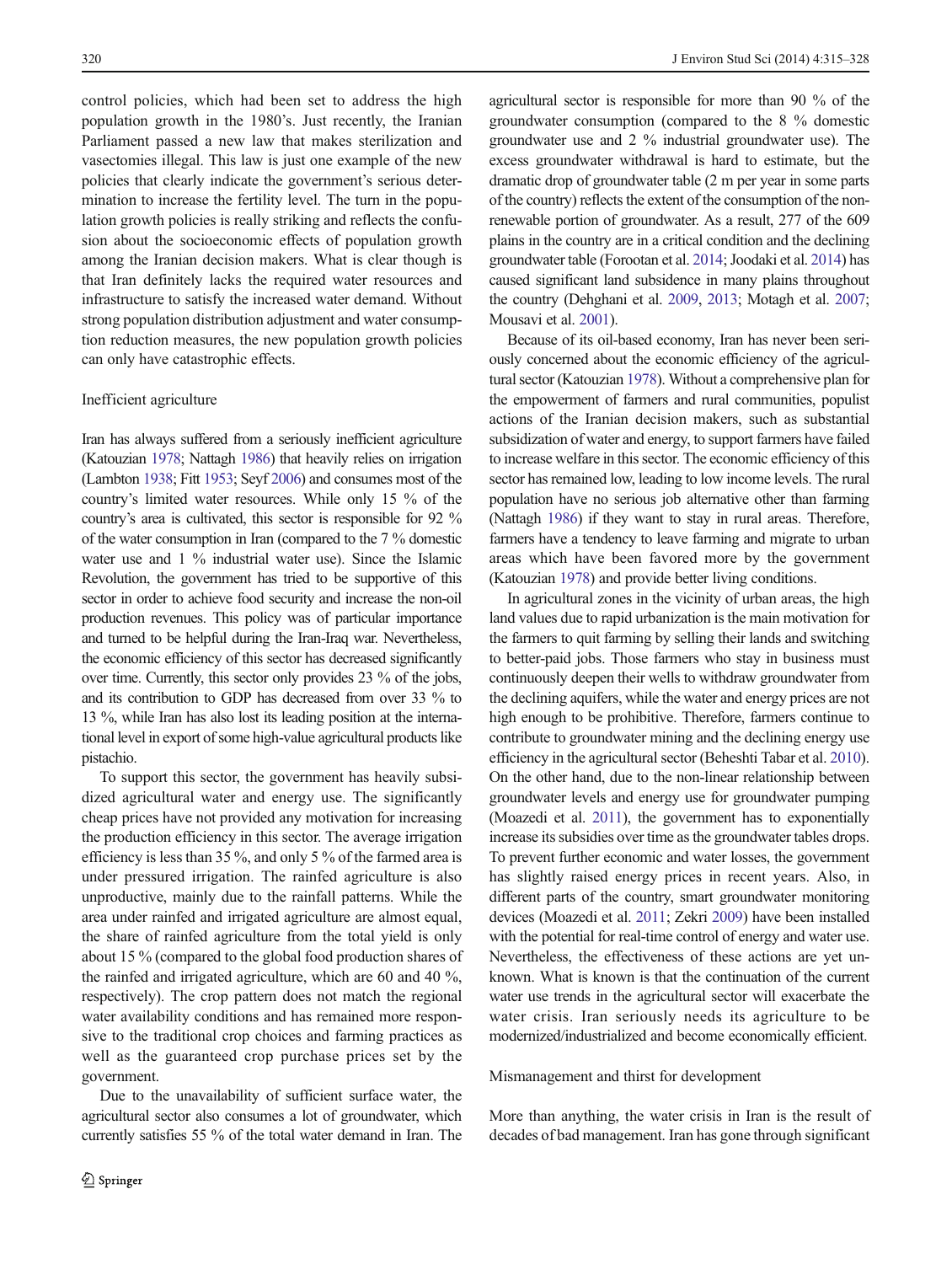control policies, which had been set to address the high population growth in the 1980's. Just recently, the Iranian Parliament passed a new law that makes sterilization and vasectomies illegal. This law is just one example of the new policies that clearly indicate the government's serious determination to increase the fertility level. The turn in the population growth policies is really striking and reflects the confusion about the socioeconomic effects of population growth among the Iranian decision makers. What is clear though is that Iran definitely lacks the required water resources and infrastructure to satisfy the increased water demand. Without strong population distribution adjustment and water consumption reduction measures, the new population growth policies can only have catastrophic effects.

### Inefficient agriculture

Iran has always suffered from a seriously inefficient agriculture (Katouzian 1978; Nattagh 1986) that heavily relies on irrigation (Lambton 1938; Fitt 1953; Seyf 2006) and consumes most of the country's limited water resources. While only 15 % of the country's area is cultivated, this sector is responsible for 92 % of the water consumption in Iran (compared to the 7 % domestic water use and 1 % industrial water use). Since the Islamic Revolution, the government has tried to be supportive of this sector in order to achieve food security and increase the non-oil production revenues. This policy was of particular importance and turned to be helpful during the Iran-Iraq war. Nevertheless, the economic efficiency of this sector has decreased significantly over time. Currently, this sector only provides 23 % of the jobs, and its contribution to GDP has decreased from over 33 % to 13 %, while Iran has also lost its leading position at the international level in export of some high-value agricultural products like pistachio.

To support this sector, the government has heavily subsidized agricultural water and energy use. The significantly cheap prices have not provided any motivation for increasing the production efficiency in this sector. The average irrigation efficiency is less than 35 %, and only 5 % of the farmed area is under pressured irrigation. The rainfed agriculture is also unproductive, mainly due to the rainfall patterns. While the area under rainfed and irrigated agriculture are almost equal, the share of rainfed agriculture from the total yield is only about 15 % (compared to the global food production shares of the rainfed and irrigated agriculture, which are 60 and 40 %, respectively). The crop pattern does not match the regional water availability conditions and has remained more responsive to the traditional crop choices and farming practices as well as the guaranteed crop purchase prices set by the government.

Due to the unavailability of sufficient surface water, the agricultural sector also consumes a lot of groundwater, which currently satisfies 55 % of the total water demand in Iran. The agricultural sector is responsible for more than 90 % of the groundwater consumption (compared to the 8 % domestic groundwater use and 2 % industrial groundwater use). The excess groundwater withdrawal is hard to estimate, but the dramatic drop of groundwater table (2 m per year in some parts of the country) reflects the extent of the consumption of the non-renewable portion of groundwater. As a result, 277 of the 609 plains in the country are in a critical condition and the declining groundwater table (Forootan et al. 2014; Joodaki et al. 2014) has caused significant land subsidence in many plains throughout the country (Dehghani et al. 2009, 2013; Motagh et al. 2007; Mousavi et al. 2001).

Because of its oil-based economy, Iran has never been seriously concerned about the economic efficiency of the agricultural sector (Katouzian 1978). Without a comprehensive plan for the empowerment of farmers and rural communities, populist actions of the Iranian decision makers, such as substantial subsidization of water and energy, to support farmers have failed to increase welfare in this sector. The economic efficiency of this sector has remained low, leading to low income levels. The rural population have no serious job alternative other than farming (Nattagh 1986) if they want to stay in rural areas. Therefore, farmers have a tendency to leave farming and migrate to urban areas which have been favored more by the government (Katouzian 1978) and provide better living conditions.

In agricultural zones in the vicinity of urban areas, the high land values due to rapid urbanization is the main motivation for the farmers to quit farming by selling their lands and switching to better-paid jobs. Those farmers who stay in business must continuously deepen their wells to withdraw groundwater from the declining aquifers, while the water and energy prices are not high enough to be prohibitive. Therefore, farmers continue to contribute to groundwater mining and the declining energy use efficiency in the agricultural sector (Beheshti Tabar et al. 2010). On the other hand, due to the non-linear relationship between groundwater levels and energy use for groundwater pumping (Moazedi et al. 2011), the government has to exponentially increase its subsidies over time as the groundwater tables drops. To prevent further economic and water losses, the government has slightly raised energy prices in recent years. Also, in different parts of the country, smart groundwater monitoring devices (Moazedi et al. 2011; Zekri 2009) have been installed with the potential for real-time control of energy and water use. Nevertheless, the effectiveness of these actions are yet unknown. What is known is that the continuation of the current water use trends in the agricultural sector will exacerbate the water crisis. Iran seriously needs its agriculture to be modernized/industrialized and become economically efficient.

### Mismanagement and thirst for development

More than anything, the water crisis in Iran is the result of decades of bad management. Iran has gone through significant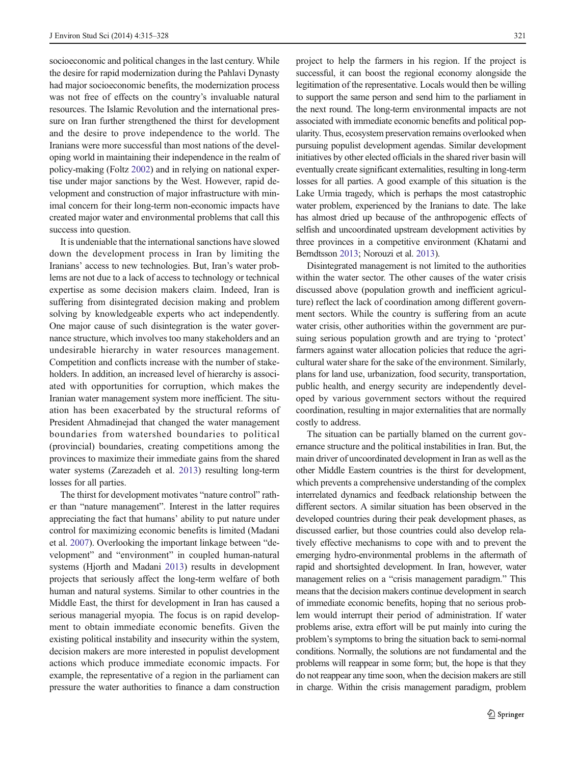socioeconomic and political changes in the last century. While the desire for rapid modernization during the Pahlavi Dynasty had major socioeconomic benefits, the modernization process was not free of effects on the country's invaluable natural resources. The Islamic Revolution and the international pressure on Iran further strengthened the thirst for development and the desire to prove independence to the world. The Iranians were more successful than most nations of the developing world in maintaining their independence in the realm of policy-making (Foltz 2002) and in relying on national expertise under major sanctions by the West. However, rapid development and construction of major infrastructure with minimal concern for their long-term non-economic impacts have created major water and environmental problems that call this success into question.

It is undeniable that the international sanctions have slowed down the development process in Iran by limiting the Iranians' access to new technologies. But, Iran's water problems are not due to a lack of access to technology or technical expertise as some decision makers claim. Indeed, Iran is suffering from disintegrated decision making and problem solving by knowledgeable experts who act independently. One major cause of such disintegration is the water governance structure, which involves too many stakeholders and an undesirable hierarchy in water resources management. Competition and conflicts increase with the number of stakeholders. In addition, an increased level of hierarchy is associated with opportunities for corruption, which makes the Iranian water management system more inefficient. The situation has been exacerbated by the structural reforms of President Ahmadinejad that changed the water management boundaries from watershed boundaries to political (provincial) boundaries, creating competitions among the provinces to maximize their immediate gains from the shared water systems (Zarezadeh et al. 2013) resulting long-term losses for all parties.

The thirst for development motivates "nature control" rather than "nature management". Interest in the latter requires appreciating the fact that humans' ability to put nature under control for maximizing economic benefits is limited (Madani et al. 2007). Overlooking the important linkage between "development" and "environment" in coupled human-natural systems (Hjorth and Madani 2013) results in development projects that seriously affect the long-term welfare of both human and natural systems. Similar to other countries in the Middle East, the thirst for development in Iran has caused a serious managerial myopia. The focus is on rapid development to obtain immediate economic benefits. Given the existing political instability and insecurity within the system, decision makers are more interested in populist development actions which produce immediate economic impacts. For example, the representative of a region in the parliament can pressure the water authorities to finance a dam construction project to help the farmers in his region. If the project is successful, it can boost the regional economy alongside the legitimation of the representative. Locals would then be willing to support the same person and send him to the parliament in the next round. The long-term environmental impacts are not associated with immediate economic benefits and political popularity. Thus, ecosystem preservation remains overlooked when pursuing populist development agendas. Similar development initiatives by other elected officials in the shared river basin will eventually create significant externalities, resulting in long-term losses for all parties. A good example of this situation is the Lake Urmia tragedy, which is perhaps the most catastrophic water problem, experienced by the Iranians to date. The lake has almost dried up because of the anthropogenic effects of selfish and uncoordinated upstream development activities by three provinces in a competitive environment (Khatami and Berndtsson 2013; Norouzi et al. 2013).

Disintegrated management is not limited to the authorities within the water sector. The other causes of the water crisis discussed above (population growth and inefficient agriculture) reflect the lack of coordination among different government sectors. While the country is suffering from an acute water crisis, other authorities within the government are pursuing serious population growth and are trying to 'protect' farmers against water allocation policies that reduce the agricultural water share for the sake of the environment. Similarly, plans for land use, urbanization, food security, transportation, public health, and energy security are independently developed by various government sectors without the required coordination, resulting in major externalities that are normally costly to address.

The situation can be partially blamed on the current governance structure and the political instabilities in Iran. But, the main driver of uncoordinated development in Iran as well as the other Middle Eastern countries is the thirst for development, which prevents a comprehensive understanding of the complex interrelated dynamics and feedback relationship between the different sectors. A similar situation has been observed in the developed countries during their peak development phases, as discussed earlier, but those countries could also develop relatively effective mechanisms to cope with and to prevent the emerging hydro-environmental problems in the aftermath of rapid and shortsighted development. In Iran, however, water management relies on a "crisis management paradigm." This means that the decision makers continue development in search of immediate economic benefits, hoping that no serious problem would interrupt their period of administration. If water problems arise, extra effort will be put mainly into curing the problem's symptoms to bring the situation back to semi-normal conditions. Normally, the solutions are not fundamental and the problems will reappear in some form; but, the hope is that they do not reappear any time soon, when the decision makers are still in charge. Within the crisis management paradigm, problem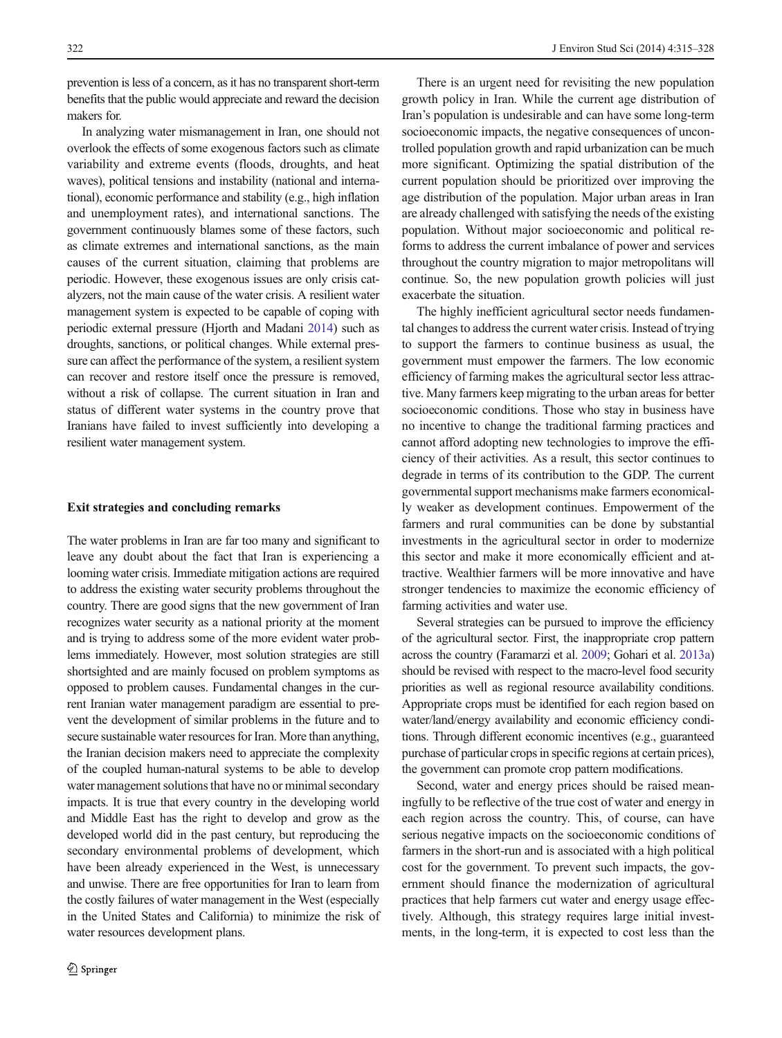prevention is less of a concern, as it has no transparent short-term benefits that the public would appreciate and reward the decision makers for.

In analyzing water mismanagement in Iran, one should not overlook the effects of some exogenous factors such as climate variability and extreme events (floods, droughts, and heat waves), political tensions and instability (national and international), economic performance and stability (e.g., high inflation and unemployment rates), and international sanctions. The government continuously blames some of these factors, such as climate extremes and international sanctions, as the main causes of the current situation, claiming that problems are periodic. However, these exogenous issues are only crisis catalyzers, not the main cause of the water crisis. A resilient water management system is expected to be capable of coping with periodic external pressure (Hjorth and Madani 2014) such as droughts, sanctions, or political changes. While external pressure can affect the performance of the system, a resilient system can recover and restore itself once the pressure is removed, without a risk of collapse. The current situation in Iran and status of different water systems in the country prove that Iranians have failed to invest sufficiently into developing a resilient water management system.

## Exit strategies and concluding remarks

The water problems in Iran are far too many and significant to leave any doubt about the fact that Iran is experiencing a looming water crisis. Immediate mitigation actions are required to address the existing water security problems throughout the country. There are good signs that the new government of Iran recognizes water security as a national priority at the moment and is trying to address some of the more evident water problems immediately. However, most solution strategies are still shortsighted and are mainly focused on problem symptoms as opposed to problem causes. Fundamental changes in the current Iranian water management paradigm are essential to prevent the development of similar problems in the future and to secure sustainable water resources for Iran. More than anything, the Iranian decision makers need to appreciate the complexity of the coupled human-natural systems to be able to develop water management solutions that have no or minimal secondary impacts. It is true that every country in the developing world and Middle East has the right to develop and grow as the developed world did in the past century, but reproducing the secondary environmental problems of development, which have been already experienced in the West, is unnecessary and unwise. There are free opportunities for Iran to learn from the costly failures of water management in the West (especially in the United States and California) to minimize the risk of water resources development plans.

There is an urgent need for revisiting the new population growth policy in Iran. While the current age distribution of Iran's population is undesirable and can have some long-term socioeconomic impacts, the negative consequences of uncontrolled population growth and rapid urbanization can be much more significant. Optimizing the spatial distribution of the current population should be prioritized over improving the age distribution of the population. Major urban areas in Iran are already challenged with satisfying the needs of the existing population. Without major socioeconomic and political reforms to address the current imbalance of power and services throughout the country migration to major metropolitans will continue. So, the new population growth policies will just exacerbate the situation.

The highly inefficient agricultural sector needs fundamental changes to address the current water crisis. Instead of trying to support the farmers to continue business as usual, the government must empower the farmers. The low economic efficiency of farming makes the agricultural sector less attractive. Many farmers keep migrating to the urban areas for better socioeconomic conditions. Those who stay in business have no incentive to change the traditional farming practices and cannot afford adopting new technologies to improve the efficiency of their activities. As a result, this sector continues to degrade in terms of its contribution to the GDP. The current governmental support mechanisms make farmers economically weaker as development continues. Empowerment of the farmers and rural communities can be done by substantial investments in the agricultural sector in order to modernize this sector and make it more economically efficient and attractive. Wealthier farmers will be more innovative and have stronger tendencies to maximize the economic efficiency of farming activities and water use.

Several strategies can be pursued to improve the efficiency of the agricultural sector. First, the inappropriate crop pattern across the country (Faramarzi et al. 2009; Gohari et al. 2013a) should be revised with respect to the macro-level food security priorities as well as regional resource availability conditions. Appropriate crops must be identified for each region based on water/land/energy availability and economic efficiency conditions. Through different economic incentives (e.g., guaranteed purchase of particular crops in specific regions at certain prices), the government can promote crop pattern modifications.

Second, water and energy prices should be raised meaningfully to be reflective of the true cost of water and energy in each region across the country. This, of course, can have serious negative impacts on the socioeconomic conditions of farmers in the short-run and is associated with a high political cost for the government. To prevent such impacts, the government should finance the modernization of agricultural practices that help farmers cut water and energy usage effectively. Although, this strategy requires large initial investments, in the long-term, it is expected to cost less than the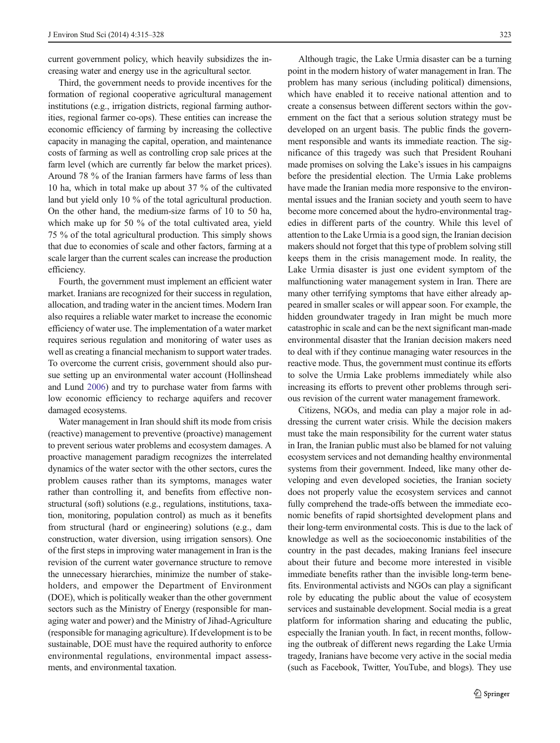current government policy, which heavily subsidizes the increasing water and energy use in the agricultural sector.

Third, the government needs to provide incentives for the formation of regional cooperative agricultural management institutions (e.g., irrigation districts, regional farming authorities, regional farmer co-ops). These entities can increase the economic efficiency of farming by increasing the collective capacity in managing the capital, operation, and maintenance costs of farming as well as controlling crop sale prices at the farm level (which are currently far below the market prices). Around 78 % of the Iranian farmers have farms of less than 10 ha, which in total make up about 37 % of the cultivated land but yield only 10 % of the total agricultural production. On the other hand, the medium-size farms of 10 to 50 ha, which make up for 50 % of the total cultivated area, yield 75 % of the total agricultural production. This simply shows that due to economies of scale and other factors, farming at a scale larger than the current scales can increase the production efficiency.

Fourth, the government must implement an efficient water market. Iranians are recognized for their success in regulation, allocation, and trading water in the ancient times. Modern Iran also requires a reliable water market to increase the economic efficiency of water use. The implementation of a water market requires serious regulation and monitoring of water uses as well as creating a financial mechanism to support water trades. To overcome the current crisis, government should also pursue setting up an environmental water account (Hollinshead and Lund 2006) and try to purchase water from farms with low economic efficiency to recharge aquifers and recover damaged ecosystems.

Water management in Iran should shift its mode from crisis (reactive) management to preventive (proactive) management to prevent serious water problems and ecosystem damages. A proactive management paradigm recognizes the interrelated dynamics of the water sector with the other sectors, cures the problem causes rather than its symptoms, manages water rather than controlling it, and benefits from effective nonstructural (soft) solutions (e.g., regulations, institutions, taxation, monitoring, population control) as much as it benefits from structural (hard or engineering) solutions (e.g., dam construction, water diversion, using irrigation sensors). One of the first steps in improving water management in Iran is the revision of the current water governance structure to remove the unnecessary hierarchies, minimize the number of stakeholders, and empower the Department of Environment (DOE), which is politically weaker than the other government sectors such as the Ministry of Energy (responsible for managing water and power) and the Ministry of Jihad-Agriculture (responsible for managing agriculture). If development is to be sustainable, DOE must have the required authority to enforce environmental regulations, environmental impact assessments, and environmental taxation.

Although tragic, the Lake Urmia disaster can be a turning point in the modern history of water management in Iran. The problem has many serious (including political) dimensions, which have enabled it to receive national attention and to create a consensus between different sectors within the government on the fact that a serious solution strategy must be developed on an urgent basis. The public finds the government responsible and wants its immediate reaction. The significance of this tragedy was such that President Rouhani made promises on solving the Lake's issues in his campaigns before the presidential election. The Urmia Lake problems have made the Iranian media more responsive to the environmental issues and the Iranian society and youth seem to have become more concerned about the hydro-environmental tragedies in different parts of the country. While this level of attention to the Lake Urmia is a good sign, the Iranian decision makers should not forget that this type of problem solving still keeps them in the crisis management mode. In reality, the Lake Urmia disaster is just one evident symptom of the malfunctioning water management system in Iran. There are many other terrifying symptoms that have either already appeared in smaller scales or will appear soon. For example, the hidden groundwater tragedy in Iran might be much more catastrophic in scale and can be the next significant man-made environmental disaster that the Iranian decision makers need to deal with if they continue managing water resources in the reactive mode. Thus, the government must continue its efforts to solve the Urmia Lake problems immediately while also increasing its efforts to prevent other problems through serious revision of the current water management framework.

Citizens, NGOs, and media can play a major role in addressing the current water crisis. While the decision makers must take the main responsibility for the current water status in Iran, the Iranian public must also be blamed for not valuing ecosystem services and not demanding healthy environmental systems from their government. Indeed, like many other developing and even developed societies, the Iranian society does not properly value the ecosystem services and cannot fully comprehend the trade-offs between the immediate economic benefits of rapid shortsighted development plans and their long-term environmental costs. This is due to the lack of knowledge as well as the socioeconomic instabilities of the country in the past decades, making Iranians feel insecure about their future and become more interested in visible immediate benefits rather than the invisible long-term benefits. Environmental activists and NGOs can play a significant role by educating the public about the value of ecosystem services and sustainable development. Social media is a great platform for information sharing and educating the public, especially the Iranian youth. In fact, in recent months, following the outbreak of different news regarding the Lake Urmia tragedy, Iranians have become very active in the social media (such as Facebook, Twitter, YouTube, and blogs). They use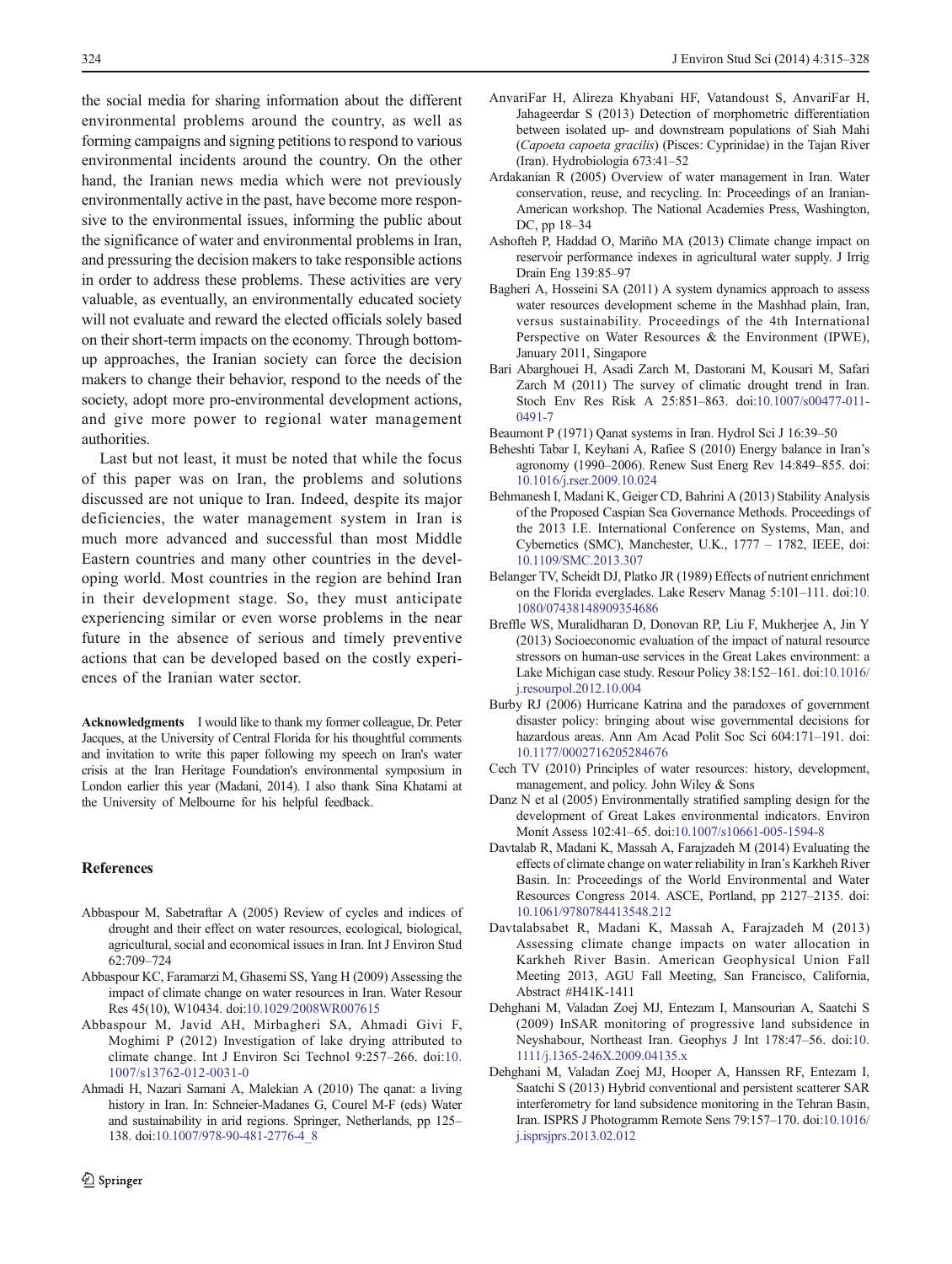the social media for sharing information about the different environmental problems around the country, as well as forming campaigns and signing petitions to respond to various environmental incidents around the country. On the other hand, the Iranian news media which were not previously environmentally active in the past, have become more responsive to the environmental issues, informing the public about the significance of water and environmental problems in Iran, and pressuring the decision makers to take responsible actions in order to address these problems. These activities are very valuable, as eventually, an environmentally educated society will not evaluate and reward the elected officials solely based on their short-term impacts on the economy. Through bottom-up approaches, the Iranian society can force the decision makers to change their behavior, respond to the needs of the society, adopt more pro-environmental development actions, and give more power to regional water management authorities.

Last but not least, it must be noted that while the focus of this paper was on Iran, the problems and solutions discussed are not unique to Iran. Indeed, despite its major deficiencies, the water management system in Iran is much more advanced and successful than most Middle Eastern countries and many other countries in the developing world. Most countries in the region are behind Iran in their development stage. So, they must anticipate experiencing similar or even worse problems in the near future in the absence of serious and timely preventive actions that can be developed based on the costly experiences of the Iranian water sector.

**Acknowledgments** I would like to thank my former colleague, Dr. Peter Jacques, at the University of Central Florida for his thoughtful comments and invitation to write this paper following my speech on Iran's water crisis at the Iran Heritage Foundation's environmental symposium in London earlier this year (Madani, 2014). I also thank Sina Khatami at the University of Melbourne for his helpful feedback.

## References

Abbaspour M, Sabetraftar A (2005) Review of cycles and indices of drought and their effect on water resources, ecological, biological, agricultural, social and economical issues in Iran. Int J Environ Stud 62:709–724

Abbaspour KC, Faramarzi M, Ghasemi SS, Yang H (2009) Assessing the impact of climate change on water resources in Iran. Water Resour Res 45(10), W10434. doi:10.1029/2008WR007615

Abbaspour M, Javid AH, Mirbagheri SA, Ahmadi Givi F, Moghimi P (2012) Investigation of lake drying attributed to climate change. Int J Environ Sci Technol 9:257–266. doi:10.1007/s13762-012-0031-0

Ahmadi H, Nazari Samani A, Malekian A (2010) The qanat: a living history in Iran. In: Schneier-Madanes G, Courel M-F (eds) Water and sustainability in arid regions. Springer, Netherlands, pp 125–138. doi:10.1007/978-90-481-2776-4_8

AnvariFar H, Alireza Khyabani HF, Vatandoust S, AnvariFar H, Jahageerdar S (2013) Detection of morphometric differentiation between isolated up- and downstream populations of Siah Mahi (*Capoeta capoeta gracilis*) (Pisces: Cyprinidae) in the Tajan River (Iran). Hydrobiologia 673:41–52

Ardakanian R (2005) Overview of water management in Iran. Water conservation, reuse, and recycling. In: Proceedings of an Iranian-American workshop. The National Academies Press, Washington, DC, pp 18–34

Ashofteh P, Haddad O, Mariño MA (2013) Climate change impact on reservoir performance indexes in agricultural water supply. J Irrig Drain Eng 139:85–97

Bagheri A, Hosseini SA (2011) A system dynamics approach to assess water resources development scheme in the Mashhad plain, Iran, versus sustainability. Proceedings of the 4th International Perspective on Water Resources & the Environment (IPWE), January 2011, Singapore

Bari Abarghouei H, Asadi Zarch M, Dastorani M, Kousari M, Safari Zarch M (2011) The survey of climatic drought trend in Iran. Stoch Env Res Risk A 25:851–863. doi:10.1007/s00477-011-0491-7

Beaumont P (1971) Qanat systems in Iran. Hydrol Sci J 16:39–50

Beheshti Tabar I, Keyhani A, Rafiee S (2010) Energy balance in Iran's agronomy (1990–2006). Renew Sust Energ Rev 14:849–855. doi:10.1016/j.rser.2009.10.024

Behmanesh I, Madani K, Geiger CD, Bahrini A (2013) Stability Analysis of the Proposed Caspian Sea Governance Methods. Proceedings of the 2013 I.E. International Conference on Systems, Man, and Cybernetics (SMC), Manchester, U.K., 1777 – 1782, IEEE, doi:10.1109/SMC.2013.307

Belanger TV, Scheidt DJ, Platko JR (1989) Effects of nutrient enrichment on the Florida everglades. Lake Reserv Manag 5:101–111. doi:10.1080/07438148909354686

Breffle WS, Muralidharan D, Donovan RP, Liu F, Mukherjee A, Jin Y (2013) Socioeconomic evaluation of the impact of natural resource stressors on human-use services in the Great Lakes environment: a Lake Michigan case study. Resour Policy 38:152–161. doi:10.1016/j.resourpol.2012.10.004

Burby RJ (2006) Hurricane Katrina and the paradoxes of government disaster policy: bringing about wise governmental decisions for hazardous areas. Ann Am Acad Polit Soc Sci 604:171–191. doi:10.1177/0002716205284676

Cech TV (2010) Principles of water resources: history, development, management, and policy. John Wiley & Sons

Danz N et al (2005) Environmentally stratified sampling design for the development of Great Lakes environmental indicators. Environ Monit Assess 102:41–65. doi:10.1007/s10661-005-1594-8

Davtalab R, Madani K, Massah A, Farajzadeh M (2014) Evaluating the effects of climate change on water reliability in Iran's Karkheh River Basin. In: Proceedings of the World Environmental and Water Resources Congress 2014. ASCE, Portland, pp 2127–2135. doi:10.1061/9780784413548.212

Davtalabsabet R, Madani K, Massah A, Farajzadeh M (2013) Assessing climate change impacts on water allocation in Karkheh River Basin. American Geophysical Union Fall Meeting 2013, AGU Fall Meeting, San Francisco, California, Abstract #H41K-1411

Dehghani M, Valadan Zoej MJ, Entezam I, Mansourian A, Saatchi S (2009) InSAR monitoring of progressive land subsidence in Neyshabour, Northeast Iran. Geophys J Int 178:47–56. doi:10.1111/j.1365-246X.2009.04135.x

Dehghani M, Valadan Zoej MJ, Hooper A, Hanssen RF, Entezam I, Saatchi S (2013) Hybrid conventional and persistent scatterer SAR interferometry for land subsidence monitoring in the Tehran Basin, Iran. ISPRS J Photogramm Remote Sens 79:157–170. doi:10.1016/j.isprsjprs.2013.02.012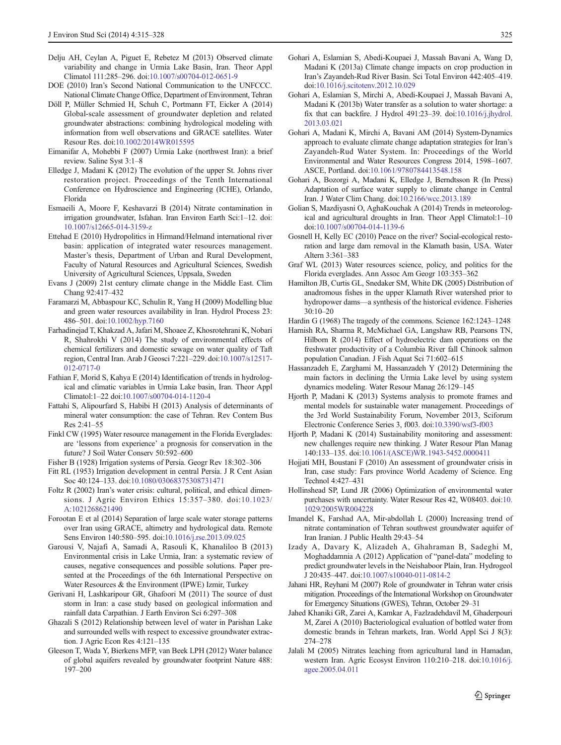Delju AH, Ceylan A, Piguet E, Rebetez M (2013) Observed climate variability and change in Urmia Lake Basin, Iran. Theor Appl Climatol 111:285–296. doi:10.1007/s00704-012-0651-9

DOE (2010) Iran's Second National Communication to the UNFCCC. National Climate Change Office, Department of Environment, Tehran

Döll P, Müller Schmied H, Schuh C, Portmann FT, Eicker A (2014) Global-scale assessment of groundwater depletion and related groundwater abstractions: combining hydrological modeling with information from well observations and GRACE satellites. Water Resour Res. doi:10.1002/2014WR015595

Eimanifar A, Mohebbi F (2007) Urmia Lake (northwest Iran): a brief review. Saline Syst 3:1–8

Elledge J, Madani K (2012) The evolution of the upper St. Johns river restoration project. Proceedings of the Tenth International Conference on Hydroscience and Engineering (ICHE), Orlando, Florida

Esmaeili A, Moore F, Keshavarzi B (2014) Nitrate contamination in irrigation groundwater, Isfahan. Iran Environ Earth Sci:1–12. doi: 10.1007/s12665-014-3159-z

Ettehad E (2010) Hydropolitics in Hirmand/Helmand international river basin: application of integrated water resources management. Master's thesis, Department of Urban and Rural Development, Faculty of Natural Resources and Agricultural Sciences, Swedish University of Agricultural Sciences, Uppsala, Sweden

Evans J (2009) 21st century climate change in the Middle East. Clim Chang 92:417–432

Faramarzi M, Abbaspour KC, Schulin R, Yang H (2009) Modelling blue and green water resources availability in Iran. Hydrol Process 23: 486–501. doi:10.1002/hyp.7160

Farhadinejad T, Khakzad A, Jafari M, Shoaee Z, Khosrotehrani K, Nobari R, Shahrokhi V (2014) The study of environmental effects of chemical fertilizers and domestic sewage on water quality of Taft region, Central Iran. Arab J Geosci 7:221–229. doi:10.1007/s12517-012-0717-0

Fathian F, Morid S, Kahya E (2014) Identification of trends in hydrological and climatic variables in Urmia Lake basin, Iran. Theor Appl Climatol:1–22 doi:10.1007/s00704-014-1120-4

Fattahi S, Alipourfard S, Habibi H (2013) Analysis of determinants of mineral water consumption: the case of Tehran. Rev Contem Bus Res 2:41–55

Finkl CW (1995) Water resource management in the Florida Everglades: are 'lessons from experience' a prognosis for conservation in the future? J Soil Water Conserv 50:592–600

Fisher B (1928) Irrigation systems of Persia. Geogr Rev 18:302–306

Fitt RL (1953) Irrigation development in central Persia. J R Cent Asian Soc 40:124–133. doi:10.1080/03068375308731471

Foltz R (2002) Iran's water crisis: cultural, political, and ethical dimensions. J Agric Environ Ethics 15:357–380. doi:10.1023/A:1021268621490

Forootan E et al (2014) Separation of large scale water storage patterns over Iran using GRACE, altimetry and hydrological data. Remote Sens Environ 140:580–595. doi:10.1016/j.rse.2013.09.025

Garousi V, Najafi A, Samadi A, Rasouli K, Khanaliloo B (2013) Environmental crisis in Lake Urmia, Iran: a systematic review of causes, negative consequences and possible solutions. Paper presented at the Proceedings of the 6th International Perspective on Water Resources & the Environment (IPWE) Izmir, Turkey

Gerivani H, Lashkaripour GR, Ghafoori M (2011) The source of dust storm in Iran: a case study based on geological information and rainfall data Carpathian. J Earth Environ Sci 6:297–308

Ghazali S (2012) Relationship between level of water in Parishan Lake and surrounded wells with respect to excessive groundwater extraction. J Agric Econ Res 4:121–135

Gleeson T, Wada Y, Bierkens MFP, van Beek LPH (2012) Water balance of global aquifers revealed by groundwater footprint Nature 488: 197–200

Gohari A, Eslamian S, Abedi-Koupaei J, Massah Bavani A, Wang D, Madani K (2013a) Climate change impacts on crop production in Iran's Zayandeh-Rud River Basin. Sci Total Environ 442:405–419. doi:10.1016/j.scitotenv.2012.10.029

Gohari A, Eslamian S, Mirchi A, Abedi-Koupaei J, Massah Bavani A, Madani K (2013b) Water transfer as a solution to water shortage: a fix that can backfire. J Hydrol 491:23–39. doi:10.1016/j.jhydrol.2013.03.021

Gohari A, Madani K, Mirchi A, Bavani AM (2014) System-Dynamics approach to evaluate climate change adaptation strategies for Iran's Zayandeh-Rud Water System. In: Proceedings of the World Environmental and Water Resources Congress 2014, 1598–1607. ASCE, Portland. doi:10.1061/9780784413548.158

Gohari A, Bozorgi A, Madani K, Elledge J, Berndtsson R (In Press) Adaptation of surface water supply to climate change in Central Iran. J Water Clim Chang. doi:10.2166/wcc.2013.189

Golian S, Mazdiyasni O, AghaKouchak A (2014) Trends in meteorological and agricultural droughts in Iran. Theor Appl Climatol:1–10 doi:10.1007/s00704-014-1139-6

Gosnell H, Kelly EC (2010) Peace on the river? Social-ecological restoration and large dam removal in the Klamath basin, USA. Water Altern 3:361–383

Graf WL (2013) Water resources science, policy, and politics for the Florida everglades. Ann Assoc Am Geogr 103:353–362

Hamilton JB, Curtis GL, Snedaker SM, White DK (2005) Distribution of anadromous fishes in the upper Klamath River watershed prior to hydropower dams—a synthesis of the historical evidence. Fisheries 30:10–20

Hardin G (1968) The tragedy of the commons. Science 162:1243–1248

Harnish RA, Sharma R, McMichael GA, Langshaw RB, Pearsons TN, Hilborn R (2014) Effect of hydroelectric dam operations on the freshwater productivity of a Columbia River fall Chinook salmon population Canadian. J Fish Aquat Sci 71:602–615

Hassanzadeh E, Zarghami M, Hassanzadeh Y (2012) Determining the main factors in declining the Urmia Lake level by using system dynamics modeling. Water Resour Manag 26:129–145

Hjorth P, Madani K (2013) Systems analysis to promote frames and mental models for sustainable water management. Proceedings of the 3rd World Sustainability Forum, November 2013, Sciforum Electronic Conference Series 3, f003. doi:10.3390/wsf3-f003

Hjorth P, Madani K (2014) Sustainability monitoring and assessment: new challenges require new thinking. J Water Resour Plan Manag 140:133–135. doi:10.1061/(ASCE)WR.1943-5452.0000411

Hojjati MH, Boustani F (2010) An assessment of groundwater crisis in Iran, case study: Fars province World Academy of Science. Eng Technol 4:427–431

Hollinshead SP, Lund JR (2006) Optimization of environmental water purchases with uncertainty. Water Resour Res 42, W08403. doi:10.1029/2005WR004228

Imandel K, Farshad AA, Mir-abdollah L (2000) Increasing trend of nitrate contamination of Tehran southwest groundwater aquifer of Iran Iranian. J Public Health 29:43–54

Izady A, Davary K, Alizadeh A, Ghahraman B, Sadeghi M, Moghaddamnia A (2012) Application of "panel-data" modeling to predict groundwater levels in the Neishaboor Plain, Iran. Hydrogeol J 20:435–447. doi:10.1007/s10040-011-0814-2

Jahani HR, Reyhani M (2007) Role of groundwater in Tehran water crisis mitigation. Proceedings of the International Workshop on Groundwater for Emergency Situations (GWES), Tehran, October 29–31

Jahed Khaniki GR, Zarei A, Kamkar A, Fazlzadehdavil M, Ghaderpouri M, Zarei A (2010) Bacteriological evaluation of bottled water from domestic brands in Tehran markets, Iran. World Appl Sci J 8(3): 274–278

Jalali M (2005) Nitrates leaching from agricultural land in Hamadan, western Iran. Agric Ecosyst Environ 110:210–218. doi:10.1016/j.agee.2005.04.011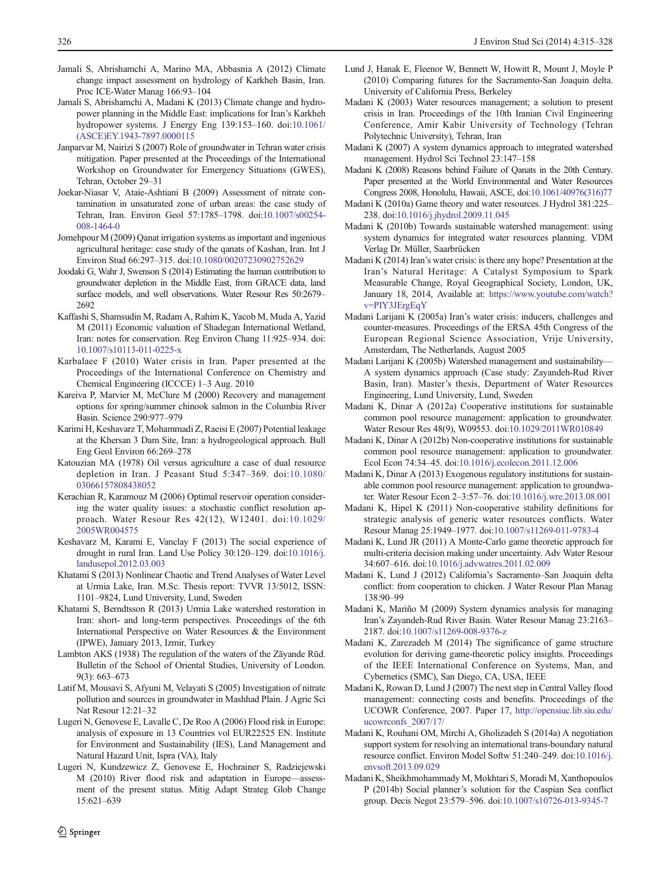Jamali S, Abrishamchi A, Marino MA, Abbasnia A (2012) Climate change impact assessment on hydrology of Karkheh Basin, Iran. Proc ICE-Water Manag 166:93–104

Jamali S, Abrishamchi A, Madani K (2013) Climate change and hydropower planning in the Middle East: implications for Iran's Karkheh hydropower systems. J Energy Eng 139:153–160. doi:10.1061/(ASCE)EY.1943-7897.0000115

Janparvar M, Nairizi S (2007) Role of groundwater in Tehran water crisis mitigation. Paper presented at the Proceedings of the International Workshop on Groundwater for Emergency Situations (GWES), Tehran, October 29–31

Joekar-Niasar V, Ataie-Ashtiani B (2009) Assessment of nitrate contamination in unsaturated zone of urban areas: the case study of Tehran, Iran. Environ Geol 57:1785–1798. doi:10.1007/s00254-008-1464-0

Jomehpour M (2009) Qanat irrigation systems as important and ingenious agricultural heritage: case study of the qanats of Kashan, Iran. Int J Environ Stud 66:297–315. doi:10.1080/00207230902752629

Joodaki G, Wahr J, Swenson S (2014) Estimating the human contribution to groundwater depletion in the Middle East, from GRACE data, land surface models, and well observations. Water Resour Res 50:2679–2692

Kaffashi S, Shamsudin M, Radam A, Rahim K, Yacob M, Muda A, Yazid M (2011) Economic valuation of Shadegan International Wetland, Iran: notes for conservation. Reg Environ Chang 11:925–934. doi:10.1007/s10113-011-0225-x

Karbalaee F (2010) Water crisis in Iran. Paper presented at the Proceedings of the International Conference on Chemistry and Chemical Engineering (ICCCE) 1–3 Aug. 2010

Kareiva P, Marvier M, McClure M (2000) Recovery and management options for spring/summer chinook salmon in the Columbia River Basin. Science 290:977–979

Karimi H, Keshavarz T, Mohammadi Z, Raeisi E (2007) Potential leakage at the Khersan 3 Dam Site, Iran: a hydrogeological approach. Bull Eng Geol Environ 66:269–278

Katouzian MA (1978) Oil versus agriculture a case of dual resource depletion in Iran. J Peasant Stud 5:347–369. doi:10.1080/03066157808438052

Kerachian R, Karamouz M (2006) Optimal reservoir operation considering the water quality issues: a stochastic conflict resolution approach. Water Resour Res 42(12), W12401. doi:10.1029/2005WR004575

Keshavarz M, Karami E, Vanclay F (2013) The social experience of drought in rural Iran. Land Use Policy 30:120–129. doi:10.1016/j.landusepol.2012.03.003

Khatami S (2013) Nonlinear Chaotic and Trend Analyses of Water Level at Urmia Lake, Iran. M.Sc. Thesis report: TVVR 13/5012, ISSN: 1101–9824, Lund University, Lund, Sweden

Khatami S, Berndtsson R (2013) Urmia Lake watershed restoration in Iran: short- and long-term perspectives. Proceedings of the 6th International Perspective on Water Resources & the Environment (IPWE), January 2013, Izmir, Turkey

Lambton AKS (1938) The regulation of the waters of the Zāyande Rūd. Bulletin of the School of Oriental Studies, University of London. 9(3): 663–673

Latif M, Mousavi S, Afyuni M, Velayati S (2005) Investigation of nitrate pollution and sources in groundwater in Mashhad Plain. J Agric Sci Nat Resour 12:21–32

Lugeri N, Genovese E, Lavalle C, De Roo A (2006) Flood risk in Europe: analysis of exposure in 13 Countries vol EUR22525 EN. Institute for Environment and Sustainability (IES), Land Management and Natural Hazard Unit, Ispra (VA), Italy

Lugeri N, Kundzewicz Z, Genovese E, Hochrainer S, Radziejewski M (2010) River flood risk and adaptation in Europe—assessment of the present status. Mitig Adapt Strateg Glob Change 15:621–639

Lund J, Hanak E, Fleenor W, Bennett W, Howitt R, Mount J, Moyle P (2010) Comparing futures for the Sacramento-San Joaquin delta. University of California Press, Berkeley

Madani K (2003) Water resources management; a solution to present crisis in Iran. Proceedings of the 10th Iranian Civil Engineering Conference, Amir Kabir University of Technology (Tehran Polytechnic University), Tehran, Iran

Madani K (2007) A system dynamics approach to integrated watershed management. Hydrol Sci Technol 23:147–158

Madani K (2008) Reasons behind Failure of Qanats in the 20th Century. Paper presented at the World Environmental and Water Resources Congress 2008, Honolulu, Hawaii, ASCE, doi:10.1061/40976(316)77

Madani K (2010a) Game theory and water resources. J Hydrol 381:225–238. doi:10.1016/j.jhydrol.2009.11.045

Madani K (2010b) Towards sustainable watershed management: using system dynamics for integrated water resources planning. VDM Verlag Dr. Müller, Saarbrücken

Madani K (2014) Iran's water crisis: is there any hope? Presentation at the Iran's Natural Heritage: A Catalyst Symposium to Spark Measurable Change, Royal Geographical Society, London, UK, January 18, 2014, Available at: https://www.youtube.com/watch?v=PIY3JErgEqY

Madani Larijani K (2005a) Iran's water crisis: inducers, challenges and counter-measures. Proceedings of the ERSA 45th Congress of the European Regional Science Association, Vrije University, Amsterdam, The Netherlands, August 2005

Madani Larijani K (2005b) Watershed management and sustainability—A system dynamics approach (Case study: Zayandeh-Rud River Basin, Iran). Master's thesis, Department of Water Resources Engineering, Lund University, Lund, Sweden

Madani K, Dinar A (2012a) Cooperative institutions for sustainable common pool resource management: application to groundwater. Water Resour Res 48(9), W09553. doi:10.1029/2011WR010849

Madani K, Dinar A (2012b) Non-cooperative institutions for sustainable common pool resource management: application to groundwater. Ecol Econ 74:34–45. doi:10.1016/j.ecolecon.2011.12.006

Madani K, Dinar A (2013) Exogenous regulatory institutions for sustainable common pool resource management: application to groundwater. Water Resour Econ 2–3:57–76. doi:10.1016/j.wre.2013.08.001

Madani K, Hipel K (2011) Non-cooperative stability definitions for strategic analysis of generic water resources conflicts. Water Resour Manag 25:1949–1977. doi:10.1007/s11269-011-9783-4

Madani K, Lund JR (2011) A Monte-Carlo game theoretic approach for multi-criteria decision making under uncertainty. Adv Water Resour 34:607–616. doi:10.1016/j.advwatres.2011.02.009

Madani K, Lund J (2012) California's Sacramento–San Joaquin delta conflict: from cooperation to chicken. J Water Resour Plan Manag 138:90–99

Madani K, Mariño M (2009) System dynamics analysis for managing Iran's Zayandeh-Rud River Basin. Water Resour Manag 23:2163–2187. doi:10.1007/s11269-008-9376-z

Madani K, Zarezadeh M (2014) The significance of game structure evolution for deriving game-theoretic policy insights. Proceedings of the IEEE International Conference on Systems, Man, and Cybernetics (SMC), San Diego, CA, USA, IEEE

Madani K, Rowan D, Lund J (2007) The next step in Central Valley flood management: connecting costs and benefits. Proceedings of the UCOWR Conference, 2007. Paper 17, http://opensiuc.lib.siu.edu/ucowrconfs_2007/17/

Madani K, Rouhani OM, Mirchi A, Gholizadeh S (2014a) A negotiation support system for resolving an international trans-boundary natural resource conflict. Environ Model Softw 51:240–249. doi:10.1016/j.envsoft.2013.09.029

Madani K, Sheikhmohammady M, Mokhtari S, Moradi M, Xanthopoulos P (2014b) Social planner's solution for the Caspian Sea conflict group. Decis Negot 23:579–596. doi:10.1007/s10726-013-9345-7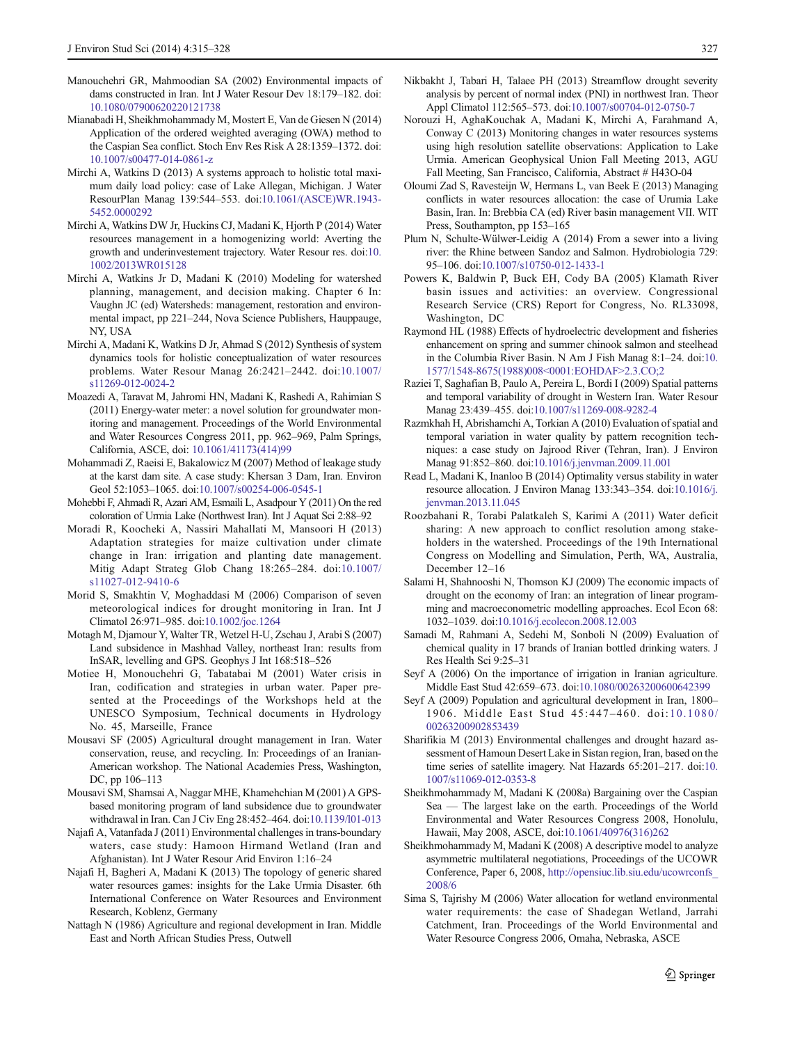Manouchehri GR, Mahmoodian SA (2002) Environmental impacts of dams constructed in Iran. Int J Water Resour Dev 18:179–182. doi: 10.1080/07900620220121738

Mianabadi H, Sheikhmohammady M, Mostert E, Van de Giesen N (2014) Application of the ordered weighted averaging (OWA) method to the Caspian Sea conflict. Stoch Env Res Risk A 28:1359–1372. doi: 10.1007/s00477-014-0861-z

Mirchi A, Watkins D (2013) A systems approach to holistic total maximum daily load policy: case of Lake Allegan, Michigan. J Water ResourPlan Manag 139:544–553. doi:10.1061/(ASCE)WR.1943-5452.0000292

Mirchi A, Watkins DW Jr, Huckins CJ, Madani K, Hjorth P (2014) Water resources management in a homogenizing world: Averting the growth and underinvestement trajectory. Water Resour res. doi:10.1002/2013WR015128

Mirchi A, Watkins Jr D, Madani K (2010) Modeling for watershed planning, management, and decision making. Chapter 6 In: Vaughn JC (ed) Watersheds: management, restoration and environmental impact, pp 221–244, Nova Science Publishers, Hauppauge, NY, USA

Mirchi A, Madani K, Watkins D Jr, Ahmad S (2012) Synthesis of system dynamics tools for holistic conceptualization of water resources problems. Water Resour Manag 26:2421–2442. doi:10.1007/s11269-012-0024-2

Moazedi A, Taravat M, Jahromi HN, Madani K, Rashedi A, Rahimian S (2011) Energy-water meter: a novel solution for groundwater monitoring and management. Proceedings of the World Environmental and Water Resources Congress 2011, pp. 962–969, Palm Springs, California, ASCE, doi: 10.1061/41173(414)99

Mohammadi Z, Raeisi E, Bakalowicz M (2007) Method of leakage study at the karst dam site. A case study: Khersan 3 Dam, Iran. Environ Geol 52:1053–1065. doi:10.1007/s00254-006-0545-1

Mohebbi F, Ahmadi R, Azari AM, Esmaili L, Asadpour Y (2011) On the red coloration of Urmia Lake (Northwest Iran). Int J Aquat Sci 2:88–92

Moradi R, Koocheki A, Nassiri Mahallati M, Mansoori H (2013) Adaptation strategies for maize cultivation under climate change in Iran: irrigation and planting date management. Mitig Adapt Strateg Glob Chang 18:265–284. doi:10.1007/s11027-012-9410-6

Morid S, Smakhtin V, Moghaddasi M (2006) Comparison of seven meteorological indices for drought monitoring in Iran. Int J Climatol 26:971–985. doi:10.1002/joc.1264

Motagh M, Djamour Y, Walter TR, Wetzel H-U, Zschau J, Arabi S (2007) Land subsidence in Mashhad Valley, northeast Iran: results from InSAR, levelling and GPS. Geophys J Int 168:518–526

Motiee H, Monouchehri G, Tabatabai M (2001) Water crisis in Iran, codification and strategies in urban water. Paper presented at the Proceedings of the Workshops held at the UNESCO Symposium, Technical documents in Hydrology No. 45, Marseille, France

Mousavi SF (2005) Agricultural drought management in Iran. Water conservation, reuse, and recycling. In: Proceedings of an Iranian-American workshop. The National Academies Press, Washington, DC, pp 106–113

Mousavi SM, Shamsai A, Naggar MHE, Khamehchian M (2001) A GPS-based monitoring program of land subsidence due to groundwater withdrawal in Iran. Can J Civ Eng 28:452–464. doi:10.1139/l01-013

Najafi A, Vatanfada J (2011) Environmental challenges in trans-boundary waters, case study: Hamoon Hirmand Wetland (Iran and Afghanistan). Int J Water Resour Arid Environ 1:16–24

Najafi H, Bagheri A, Madani K (2013) The topology of generic shared water resources games: insights for the Lake Urmia Disaster. 6th International Conference on Water Resources and Environment Research, Koblenz, Germany

Nattagh N (1986) Agriculture and regional development in Iran. Middle East and North African Studies Press, Outwell

Nikbakht J, Tabari H, Talaee PH (2013) Streamflow drought severity analysis by percent of normal index (PNI) in northwest Iran. Theor Appl Climatol 112:565–573. doi:10.1007/s00704-012-0750-7

Norouzi H, AghaKouchak A, Madani K, Mirchi A, Farahmand A, Conway C (2013) Monitoring changes in water resources systems using high resolution satellite observations: Application to Lake Urmia. American Geophysical Union Fall Meeting 2013, AGU Fall Meeting, San Francisco, California, Abstract # H43O-04

Oloumi Zad S, Ravesteijn W, Hermans L, van Beek E (2013) Managing conflicts in water resources allocation: the case of Urumia Lake Basin, Iran. In: Brebbia CA (ed) River basin management VII. WIT Press, Southampton, pp 153–165

Plum N, Schulte-Wülwer-Leidig A (2014) From a sewer into a living river: the Rhine between Sandoz and Salmon. Hydrobiologia 729: 95–106. doi:10.1007/s10750-012-1433-1

Powers K, Baldwin P, Buck EH, Cody BA (2005) Klamath River basin issues and activities: an overview. Congressional Research Service (CRS) Report for Congress, No. RL33098, Washington, DC

Raymond HL (1988) Effects of hydroelectric development and fisheries enhancement on spring and summer chinook salmon and steelhead in the Columbia River Basin. N Am J Fish Manag 8:1–24. doi:10.1577/1548-8675(1988)008<0001:EOHDAF>2.3.CO;2

Raziei T, Saghafian B, Paulo A, Pereira L, Bordi I (2009) Spatial patterns and temporal variability of drought in Western Iran. Water Resour Manag 23:439–455. doi:10.1007/s11269-008-9282-4

Razmkhah H, Abrishamchi A, Torkian A (2010) Evaluation of spatial and temporal variation in water quality by pattern recognition techniques: a case study on Jajrood River (Tehran, Iran). J Environ Manag 91:852–860. doi:10.1016/j.jenvman.2009.11.001

Read L, Madani K, Inanloo B (2014) Optimality versus stability in water resource allocation. J Environ Manag 133:343–354. doi:10.1016/j.jenvman.2013.11.045

Roozbahani R, Torabi Palatkaleh S, Karimi A (2011) Water deficit sharing: A new approach to conflict resolution among stakeholders in the watershed. Proceedings of the 19th International Congress on Modelling and Simulation, Perth, WA, Australia, December 12–16

Salami H, Shahnooshi N, Thomson KJ (2009) The economic impacts of drought on the economy of Iran: an integration of linear programming and macroeconometric modelling approaches. Ecol Econ 68: 1032–1039. doi:10.1016/j.ecolecon.2008.12.003

Samadi M, Rahmani A, Sedehi M, Sonboli N (2009) Evaluation of chemical quality in 17 brands of Iranian bottled drinking waters. J Res Health Sci 9:25–31

Seyf A (2006) On the importance of irrigation in Iranian agriculture. Middle East Stud 42:659–673. doi:10.1080/00263200600642399

Seyf A (2009) Population and agricultural development in Iran, 1800–1906. Middle East Stud 45:447–460. doi:10.1080/00263200902853439

Sharifikia M (2013) Environmental challenges and drought hazard assessment of Hamoun Desert Lake in Sistan region, Iran, based on the time series of satellite imagery. Nat Hazards 65:201–217. doi:10.1007/s11069-012-0353-8

Sheikhmohammady M, Madani K (2008a) Bargaining over the Caspian Sea — The largest lake on the earth. Proceedings of the World Environmental and Water Resources Congress 2008, Honolulu, Hawaii, May 2008, ASCE, doi:10.1061/40976(316)262

Sheikhmohammady M, Madani K (2008) A descriptive model to analyze asymmetric multilateral negotiations, Proceedings of the UCOWR Conference, Paper 6, 2008, http://opensiuc.lib.siu.edu/ucowrconfs_2008/6

Sima S, Tajrishy M (2006) Water allocation for wetland environmental water requirements: the case of Shadegan Wetland, Jarrahi Catchment, Iran. Proceedings of the World Environmental and Water Resource Congress 2006, Omaha, Nebraska, ASCE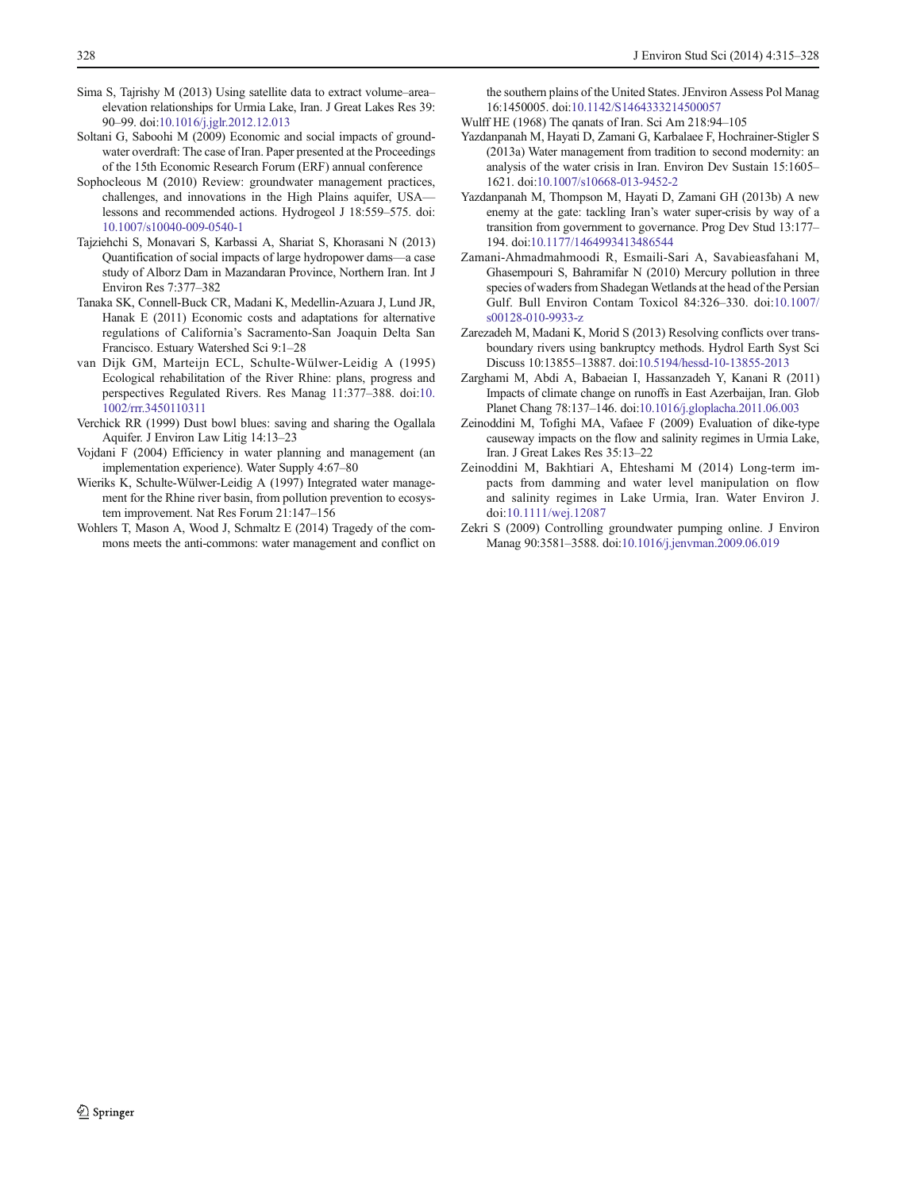Sima S, Tajrishy M (2013) Using satellite data to extract volume–area–elevation relationships for Urmia Lake, Iran. J Great Lakes Res 39: 90–99. doi:10.1016/j.jglr.2012.12.013

Soltani G, Saboohi M (2009) Economic and social impacts of groundwater overdraft: The case of Iran. Paper presented at the Proceedings of the 15th Economic Research Forum (ERF) annual conference

Sophocleous M (2010) Review: groundwater management practices, challenges, and innovations in the High Plains aquifer, USA—lessons and recommended actions. Hydrogeol J 18:559–575. doi:10.1007/s10040-009-0540-1

Tajziehchi S, Monavari S, Karbassi A, Shariat S, Khorasani N (2013) Quantification of social impacts of large hydropower dams—a case study of Alborz Dam in Mazandaran Province, Northern Iran. Int J Environ Res 7:377–382

Tanaka SK, Connell-Buck CR, Madani K, Medellin-Azuara J, Lund JR, Hanak E (2011) Economic costs and adaptations for alternative regulations of California's Sacramento-San Joaquin Delta San Francisco. Estuary Watershed Sci 9:1–28

van Dijk GM, Marteijn ECL, Schulte-Wülwer-Leidig A (1995) Ecological rehabilitation of the River Rhine: plans, progress and perspectives Regulated Rivers. Res Manag 11:377–388. doi:10.1002/rrr.3450110311

Verchick RR (1999) Dust bowl blues: saving and sharing the Ogallala Aquifer. J Environ Law Litig 14:13–23

Vojdani F (2004) Efficiency in water planning and management (an implementation experience). Water Supply 4:67–80

Wieriks K, Schulte-Wülwer-Leidig A (1997) Integrated water management for the Rhine river basin, from pollution prevention to ecosystem improvement. Nat Res Forum 21:147–156

Wohlers T, Mason A, Wood J, Schmaltz E (2014) Tragedy of the commons meets the anti-commons: water management and conflict on the southern plains of the United States. JEnviron Assess Pol Manag 16:1450005. doi:10.1142/S1464333214500057

Wulff HE (1968) The qanats of Iran. Sci Am 218:94–105

Yazdanpanah M, Hayati D, Zamani G, Karbalaee F, Hochrainer-Stigler S (2013a) Water management from tradition to second modernity: an analysis of the water crisis in Iran. Environ Dev Sustain 15:1605–1621. doi:10.1007/s10668-013-9452-2

Yazdanpanah M, Thompson M, Hayati D, Zamani GH (2013b) A new enemy at the gate: tackling Iran's water super-crisis by way of a transition from government to governance. Prog Dev Stud 13:177–194. doi:10.1177/1464993413486544

Zamani-Ahmadmahmoodi R, Esmaili-Sari A, Savabieasfahani M, Ghasempouri S, Bahramifar N (2010) Mercury pollution in three species of waders from Shadegan Wetlands at the head of the Persian Gulf. Bull Environ Contam Toxicol 84:326–330. doi:10.1007/s00128-010-9933-z

Zarezadeh M, Madani K, Morid S (2013) Resolving conflicts over transboundary rivers using bankruptcy methods. Hydrol Earth Syst Sci Discuss 10:13855–13887. doi:10.5194/hessd-10-13855-2013

Zarghami M, Abdi A, Babaeian I, Hassanzadeh Y, Kanani R (2011) Impacts of climate change on runoffs in East Azerbaijan, Iran. Glob Planet Chang 78:137–146. doi:10.1016/j.gloplacha.2011.06.003

Zeinoddini M, Tofighi MA, Vafaee F (2009) Evaluation of dike-type causeway impacts on the flow and salinity regimes in Urmia Lake, Iran. J Great Lakes Res 35:13–22

Zeinoddini M, Bakhtiari A, Ehteshami M (2014) Long-term impacts from damming and water level manipulation on flow and salinity regimes in Lake Urmia, Iran. Water Environ J. doi:10.1111/wej.12087

Zekri S (2009) Controlling groundwater pumping online. J Environ Manag 90:3581–3588. doi:10.1016/j.jenvman.2009.06.019